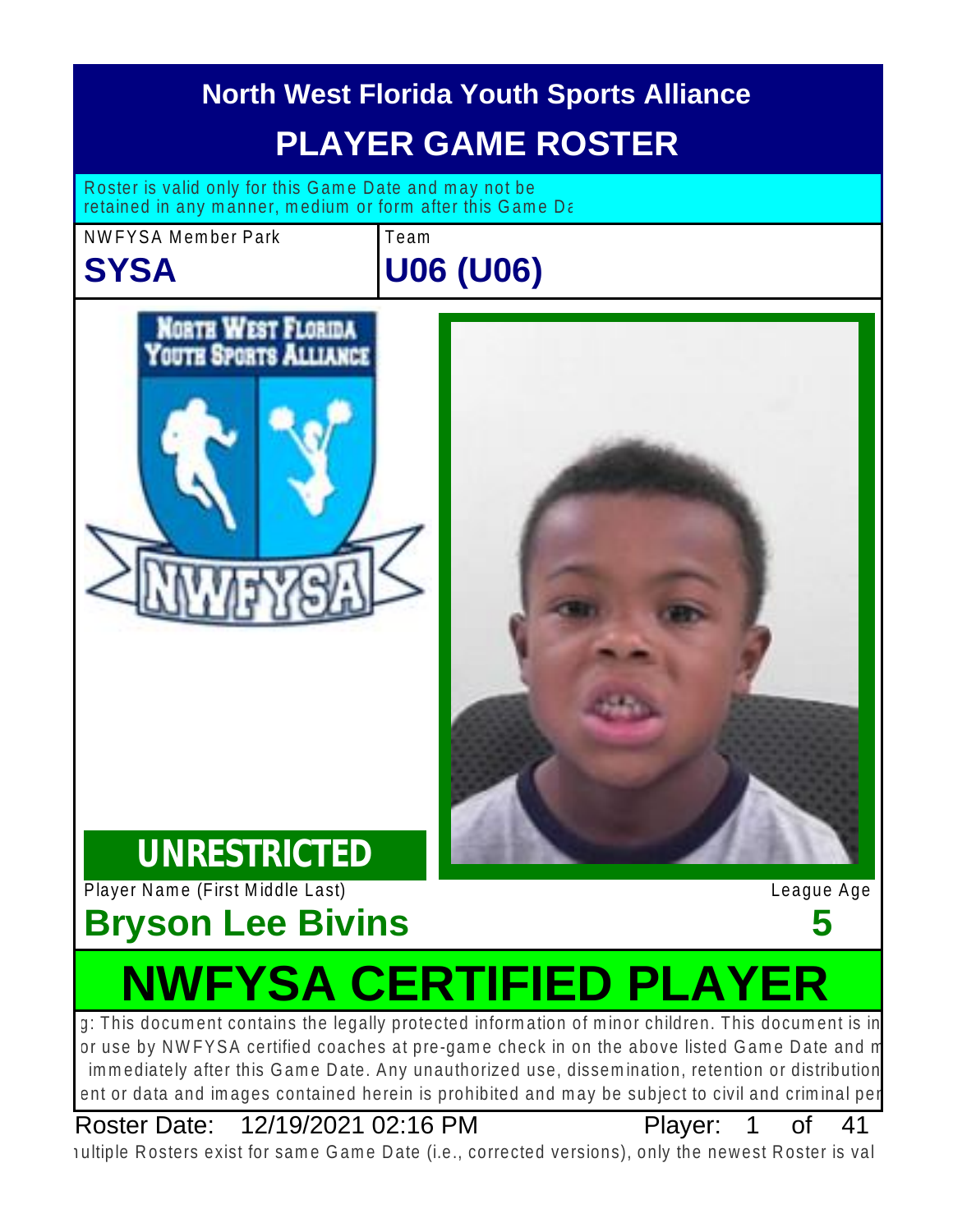# North West Florida Youth Sports Alliance

## PLAYER GAME ROSTER

Roster is valid only for this Game Date and may not be retained in any manner, medium or form after this Game Da

NWFYSA Member Park

**SYSA**

Team

**U06 (U06)**

**UNRESTRICTED**

Player Name (First Middle Last)

**Bryson Lee Bivins**

League Age

**5**

# NWFYSA CERTIFIED PLAYER

g: This document contains the legally protected information of minor children. This document is in or use by NWFYSA certified coaches at pre-game check in on the above listed Game Date and m immediately after this Game Date. Any unauthorized use, dissemination, retention or distribution ent or data and images contained herein is prohibited and may be subject to civil and criminal per

Roster Date: 12/19/2021 02:16 PM Player: 1 of 41

ıultiple Rosters exist for same Game Date (i.e., corrected versions), only the newest Roster is val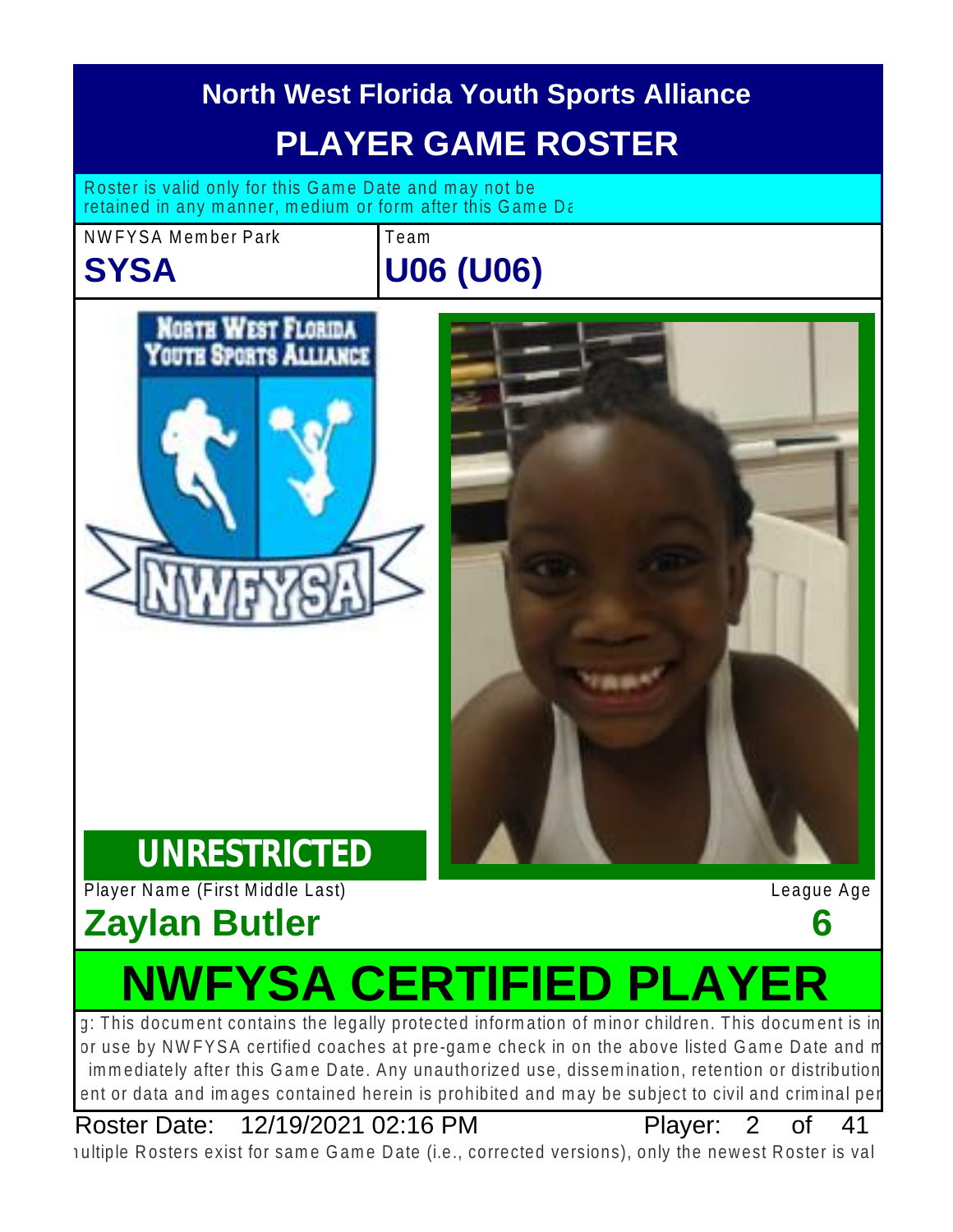# North West Florida Youth Sports Alliance

# PLAYER GAME ROSTER

Roster is valid only for this Game Date and may not be retained in any manner, medium or form after this Game Da

| NWFYSA Member Park | Team |
| --- | --- |
| **SYSA** | **U06 (U06)** |

**UNRESTRICTED**

| Player Name (First Middle Last) | League Age |
| --- | --- |
| **Zaylan Butler** | **6** |

# NWFYSA CERTIFIED PLAYER

g: This document contains the legally protected information of minor children. This document is in or use by NWFYSA certified coaches at pre-game check in on the above listed Game Date and m immediately after this Game Date. Any unauthorized use, dissemination, retention or distribution ent or data and images contained herein is prohibited and may be subject to civil and criminal per

Roster Date: 12/19/2021 02:16 PM Player: 2 of 41

ıultiple Rosters exist for same Game Date (i.e., corrected versions), only the newest Roster is val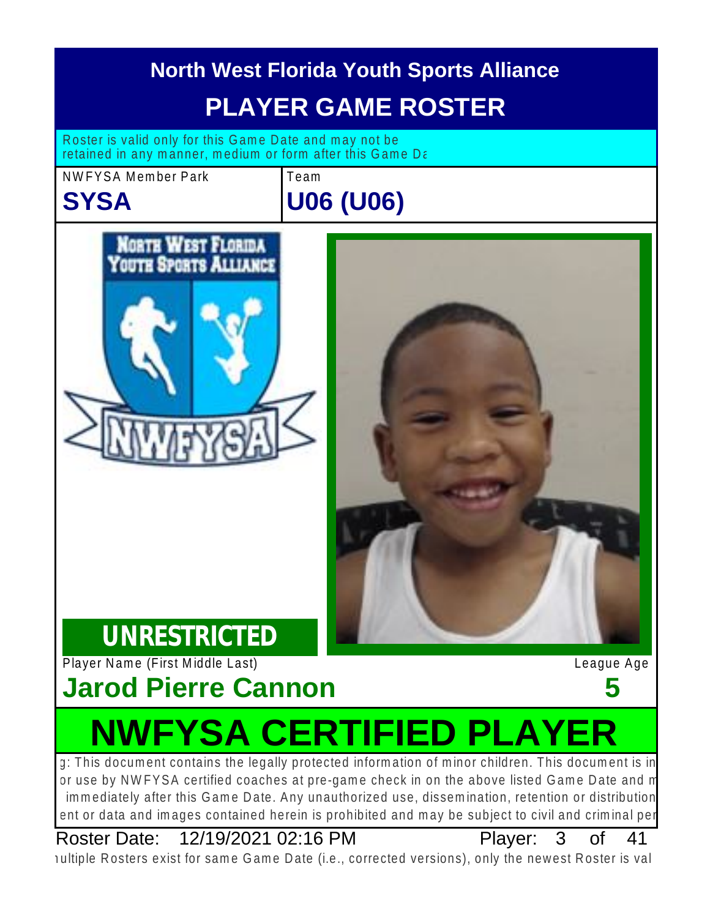# North West Florida Youth Sports Alliance

## PLAYER GAME ROSTER

Roster is valid only for this Game Date and may not be retained in any manner, medium or form after this Game Da

| NWFYSA Member Park | Team |
|---|---|
| **SYSA** | **U06 (U06)** |

**UNRESTRICTED**

| Player Name (First Middle Last) | League Age |
|---|---|
| **Jarod Pierre Cannon** | **5** |

# NWFYSA CERTIFIED PLAYER

g: This document contains the legally protected information of minor children. This document is in or use by NWFYSA certified coaches at pre-game check in on the above listed Game Date and m immediately after this Game Date. Any unauthorized use, dissemination, retention or distribution ent or data and images contained herein is prohibited and may be subject to civil and criminal per

Roster Date: 12/19/2021 02:16 PM Player: 3 of 41

ıultiple Rosters exist for same Game Date (i.e., corrected versions), only the newest Roster is val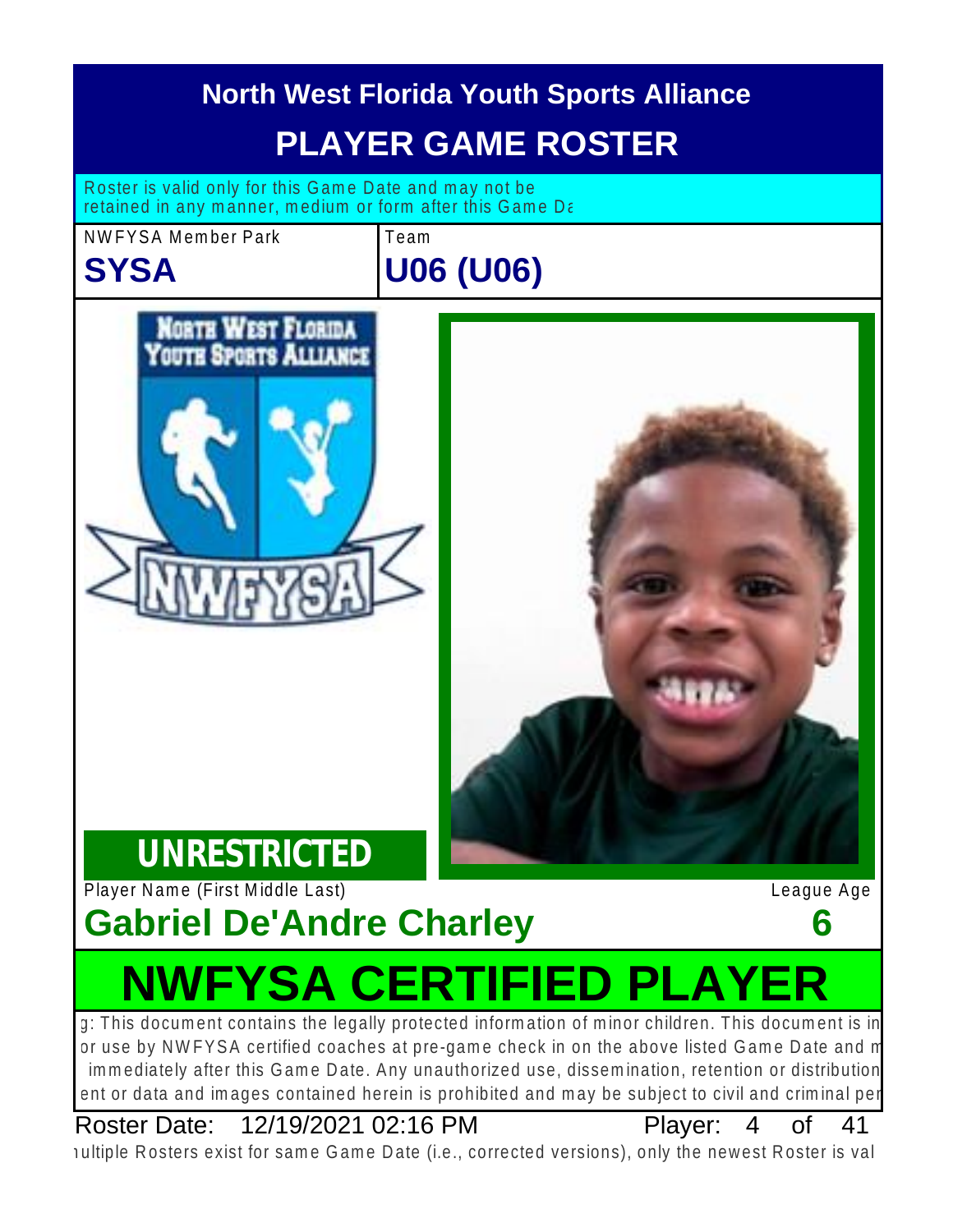# North West Florida Youth Sports Alliance

## PLAYER GAME ROSTER

Roster is valid only for this Game Date and may not be retained in any manner, medium or form after this Game Da

| NWFYSA Member Park | Team |
| --- | --- |
| **SYSA** | **U06 (U06)** |

**UNRESTRICTED**

| Player Name (First Middle Last) | League Age |
| --- | --- |
| **Gabriel De'Andre Charley** | **6** |

# NWFYSA CERTIFIED PLAYER

g: This document contains the legally protected information of minor children. This document is in or use by NWFYSA certified coaches at pre-game check in on the above listed Game Date and m immediately after this Game Date. Any unauthorized use, dissemination, retention or distribution ent or data and images contained herein is prohibited and may be subject to civil and criminal per

Roster Date: 12/19/2021 02:16 PM Player: 4 of 41

ıultiple Rosters exist for same Game Date (i.e., corrected versions), only the newest Roster is val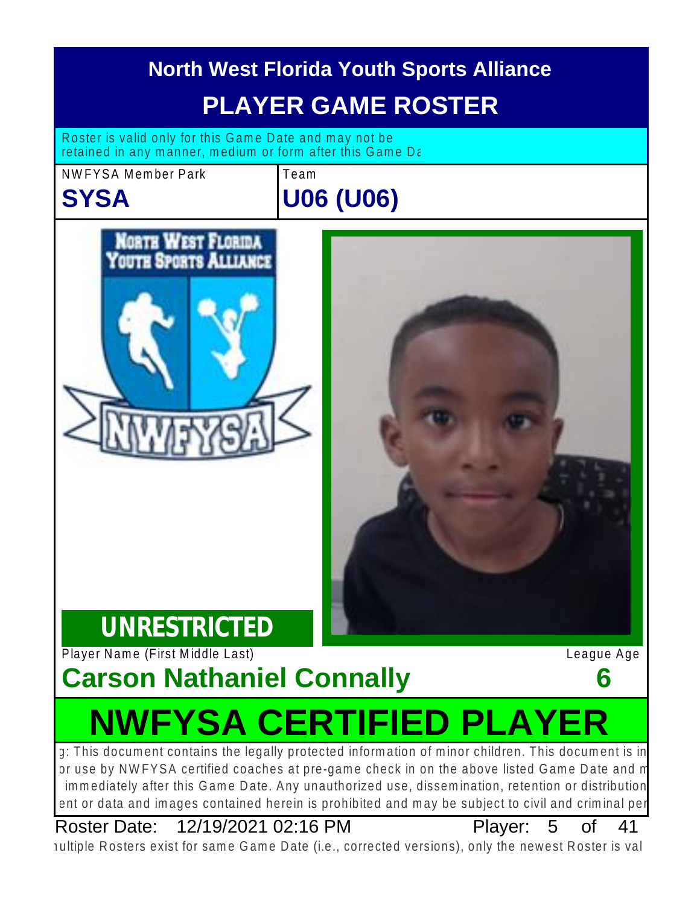# North West Florida Youth Sports Alliance

## PLAYER GAME ROSTER

Roster is valid only for this Game Date and may not be retained in any manner, medium or form after this Game Da

| NWFYSA Member Park | Team |
| --- | --- |
| **SYSA** | **U06 (U06)** |

**UNRESTRICTED**

| Player Name (First Middle Last) | League Age |
| --- | --- |
| **Carson Nathaniel Connally** | **6** |

## NWFYSA CERTIFIED PLAYER

g: This document contains the legally protected information of minor children. This document is in or use by NWFYSA certified coaches at pre-game check in on the above listed Game Date and m immediately after this Game Date. Any unauthorized use, dissemination, retention or distribution ent or data and images contained herein is prohibited and may be subject to civil and criminal per

Roster Date: 12/19/2021 02:16 PM — Player: 5 of 41

nultiple Rosters exist for same Game Date (i.e., corrected versions), only the newest Roster is val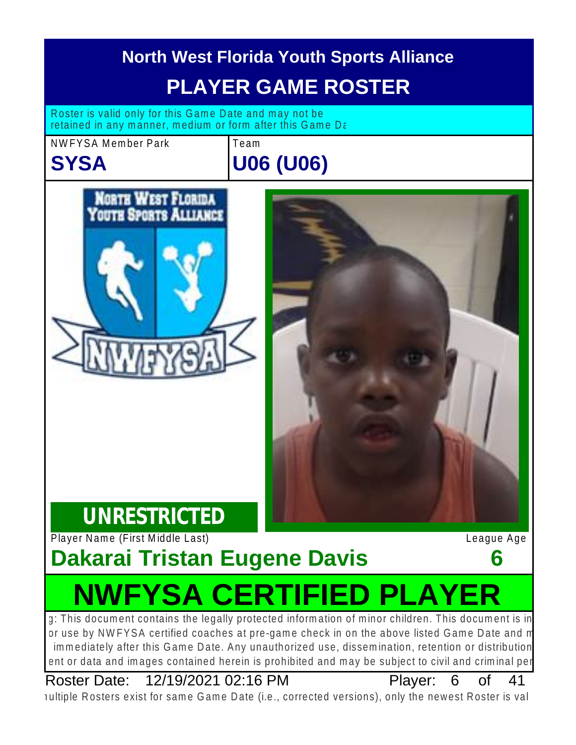# North West Florida Youth Sports Alliance

## PLAYER GAME ROSTER

Roster is valid only for this Game Date and may not be retained in any manner, medium or form after this Game Da

| NWFYSA Member Park | Team |
| --- | --- |
| **SYSA** | **U06 (U06)** |

**UNRESTRICTED**

| Player Name (First Middle Last) | League Age |
| --- | --- |
| **Dakarai Tristan Eugene Davis** | **6** |

# NWFYSA CERTIFIED PLAYER

g: This document contains the legally protected information of minor children. This document is in or use by NWFYSA certified coaches at pre-game check in on the above listed Game Date and m immediately after this Game Date. Any unauthorized use, dissemination, retention or distribution ent or data and images contained herein is prohibited and may be subject to civil and criminal per

Roster Date: 12/19/2021 02:16 PM

ıultiple Rosters exist for same Game Date (i.e., corrected versions), only the newest Roster is val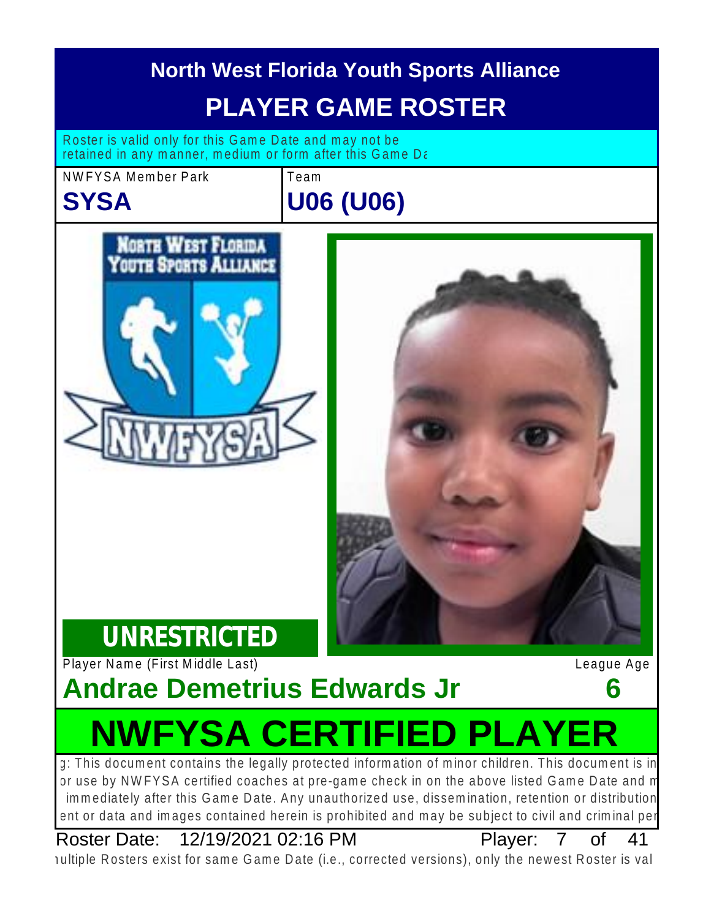# North West Florida Youth Sports Alliance

## PLAYER GAME ROSTER

Roster is valid only for this Game Date and may not be retained in any manner, medium or form after this Game Da

| NWFYSA Member Park | Team |
|---|---|
| **SYSA** | **U06 (U06)** |

**UNRESTRICTED**

| Player Name (First Middle Last) | League Age |
|---|---|
| **Andrae Demetrius Edwards Jr** | **6** |

# NWFYSA CERTIFIED PLAYER

g: This document contains the legally protected information of minor children. This document is in or use by NWFYSA certified coaches at pre-game check in on the above listed Game Date and m immediately after this Game Date. Any unauthorized use, dissemination, retention or distribution ent or data and images contained herein is prohibited and may be subject to civil and criminal per

Roster Date: 12/19/2021 02:16 PM

Player: 7 of 41

ıultiple Rosters exist for same Game Date (i.e., corrected versions), only the newest Roster is val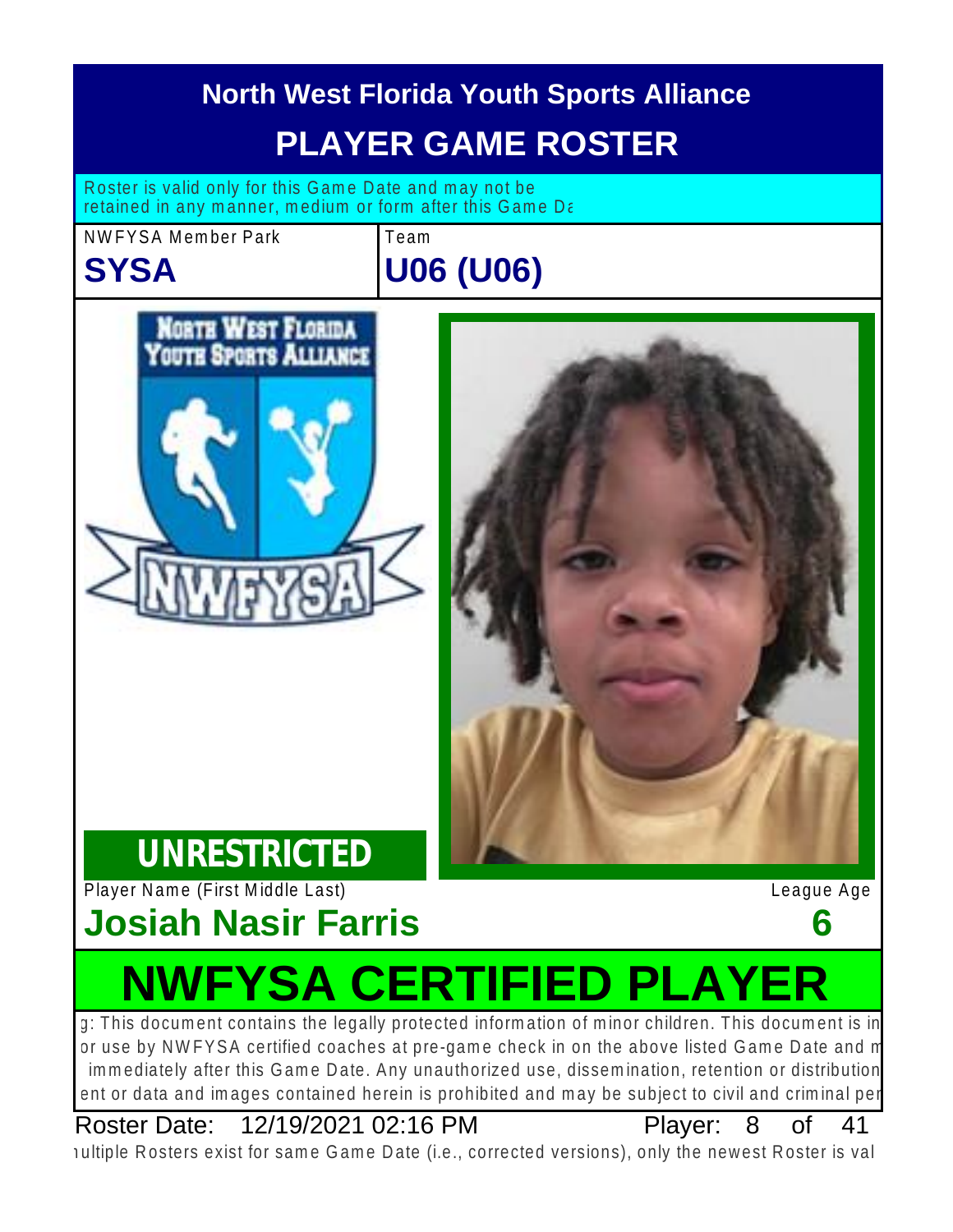# North West Florida Youth Sports Alliance

## PLAYER GAME ROSTER

Roster is valid only for this Game Date and may not be retained in any manner, medium or form after this Game Da

NWFYSA Member Park

**SYSA**

Team

**U06 (U06)**

**UNRESTRICTED**

Player Name (First Middle Last)

**Josiah Nasir Farris**

League Age

**6**

# NWFYSA CERTIFIED PLAYER

g: This document contains the legally protected information of minor children. This document is in or use by NWFYSA certified coaches at pre-game check in on the above listed Game Date and m immediately after this Game Date. Any unauthorized use, dissemination, retention or distribution ent or data and images contained herein is prohibited and may be subject to civil and criminal per

Roster Date: 12/19/2021 02:16 PM Player: 8 of 41

ıultiple Rosters exist for same Game Date (i.e., corrected versions), only the newest Roster is val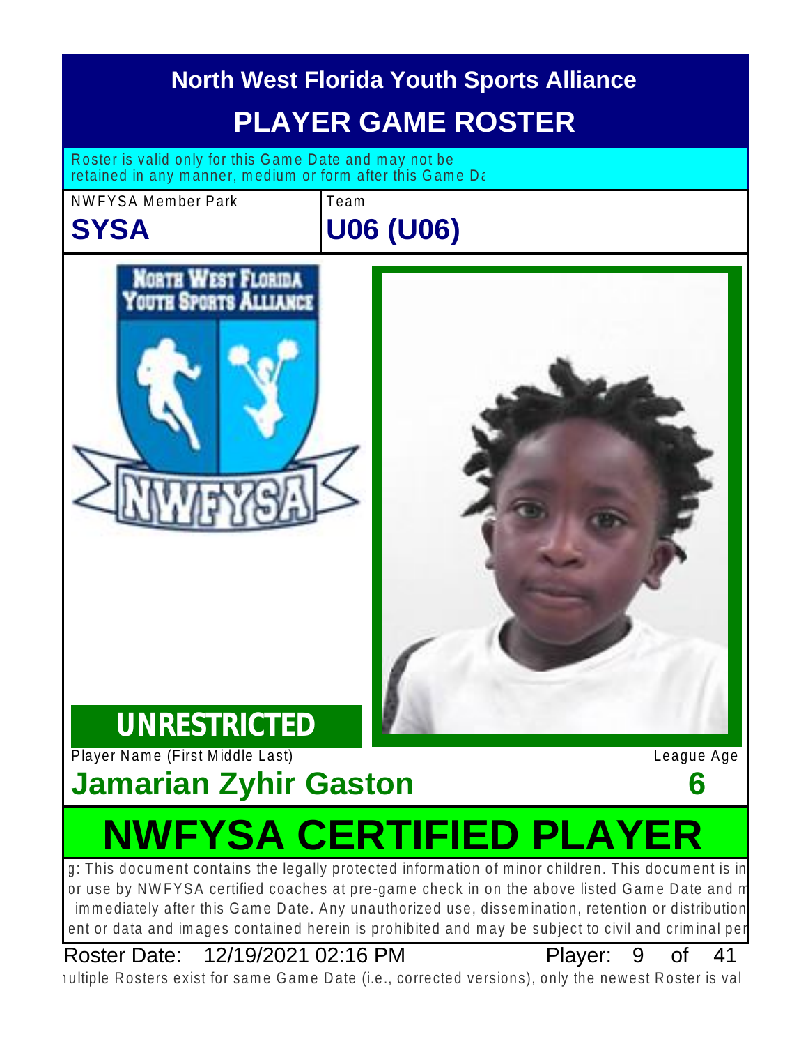# North West Florida Youth Sports Alliance

## PLAYER GAME ROSTER

Roster is valid only for this Game Date and may not be retained in any manner, medium or form after this Game Da

| NWFYSA Member Park | Team |
| --- | --- |
| **SYSA** | **U06 (U06)** |

**UNRESTRICTED**

| Player Name (First Middle Last) | League Age |
| --- | --- |
| **Jamarian Zyhir Gaston** | **6** |

# NWFYSA CERTIFIED PLAYER

g: This document contains the legally protected information of minor children. This document is in or use by NWFYSA certified coaches at pre-game check in on the above listed Game Date and m immediately after this Game Date. Any unauthorized use, dissemination, retention or distribution ent or data and images contained herein is prohibited and may be subject to civil and criminal per

Roster Date: 12/19/2021 02:16 PM Player: 9 of 41

ıultiple Rosters exist for same Game Date (i.e., corrected versions), only the newest Roster is val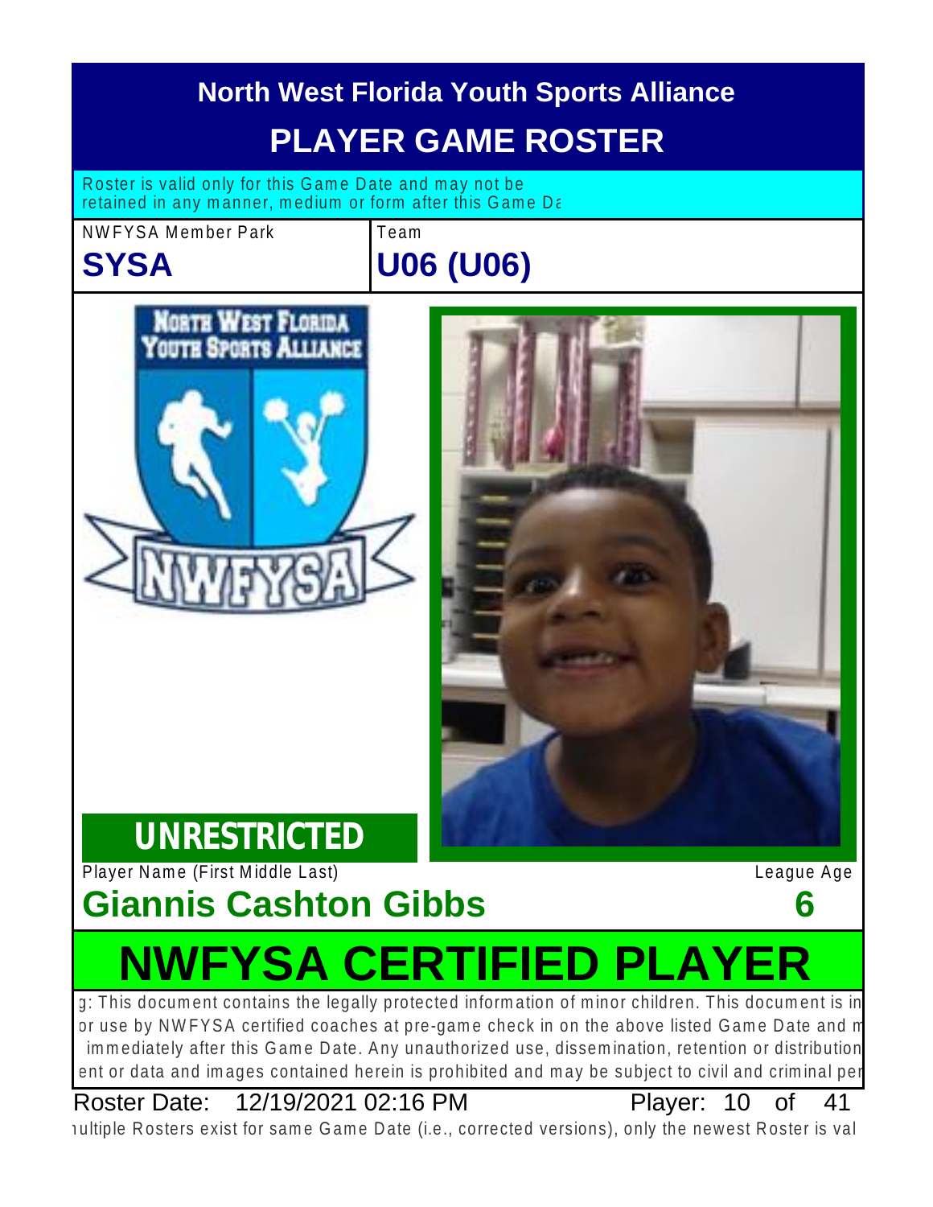# North West Florida Youth Sports Alliance

## PLAYER GAME ROSTER

Roster is valid only for this Game Date and may not be retained in any manner, medium or form after this Game Da

| NWFYSA Member Park | Team |
| --- | --- |
| **SYSA** | **U06 (U06)** |

**UNRESTRICTED**

| Player Name (First Middle Last) | League Age |
| --- | --- |
| **Giannis Cashton Gibbs** | **6** |

## NWFYSA CERTIFIED PLAYER

g: This document contains the legally protected information of minor children. This document is in or use by NWFYSA certified coaches at pre-game check in on the above listed Game Date and m immediately after this Game Date. Any unauthorized use, dissemination, retention or distribution ent or data and images contained herein is prohibited and may be subject to civil and criminal per

Roster Date: 12/19/2021 02:16 PM Player: 10 of 41

ıultiple Rosters exist for same Game Date (i.e., corrected versions), only the newest Roster is val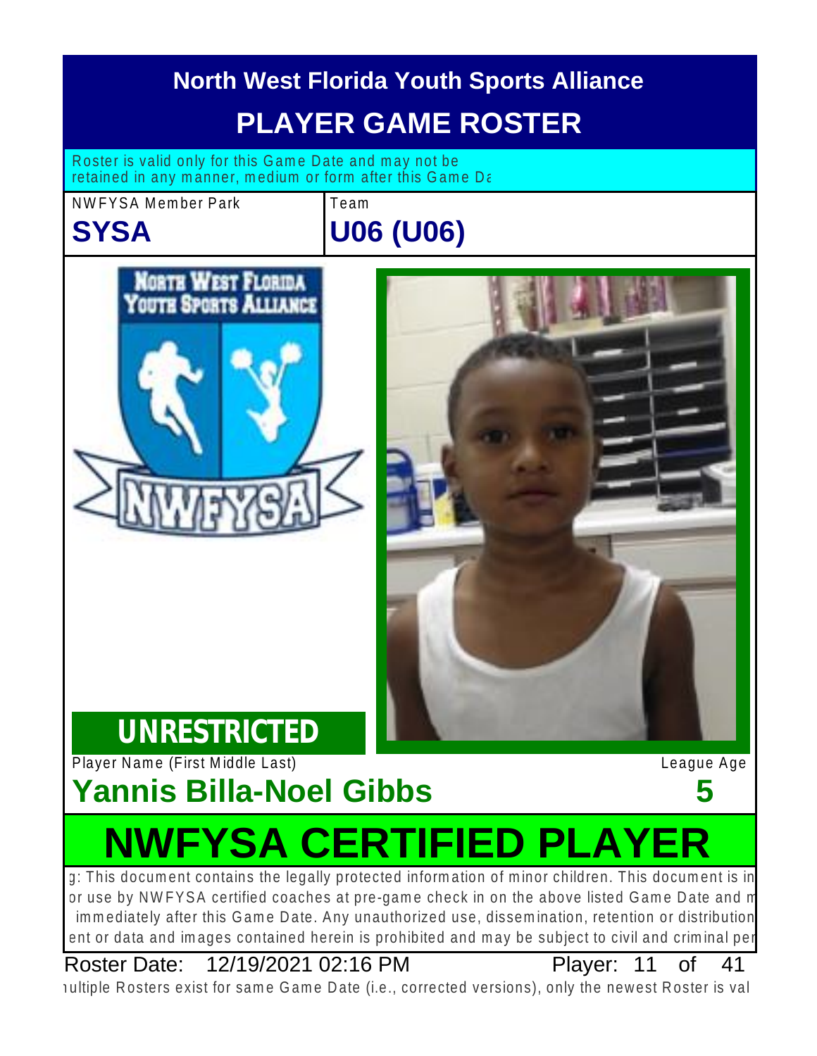# North West Florida Youth Sports Alliance

## PLAYER GAME ROSTER

Roster is valid only for this Game Date and may not be retained in any manner, medium or form after this Game Da

| NWFYSA Member Park | Team |
|---|---|
| **SYSA** | **U06 (U06)** |

**UNRESTRICTED**

| Player Name (First Middle Last) | League Age |
|---|---|
| **Yannis Billa-Noel Gibbs** | **5** |

# NWFYSA CERTIFIED PLAYER

g: This document contains the legally protected information of minor children. This document is in or use by NWFYSA certified coaches at pre-game check in on the above listed Game Date and m immediately after this Game Date. Any unauthorized use, dissemination, retention or distribution ent or data and images contained herein is prohibited and may be subject to civil and criminal per

Roster Date: 12/19/2021 02:16 PM Player: 11 of 41

ıultiple Rosters exist for same Game Date (i.e., corrected versions), only the newest Roster is val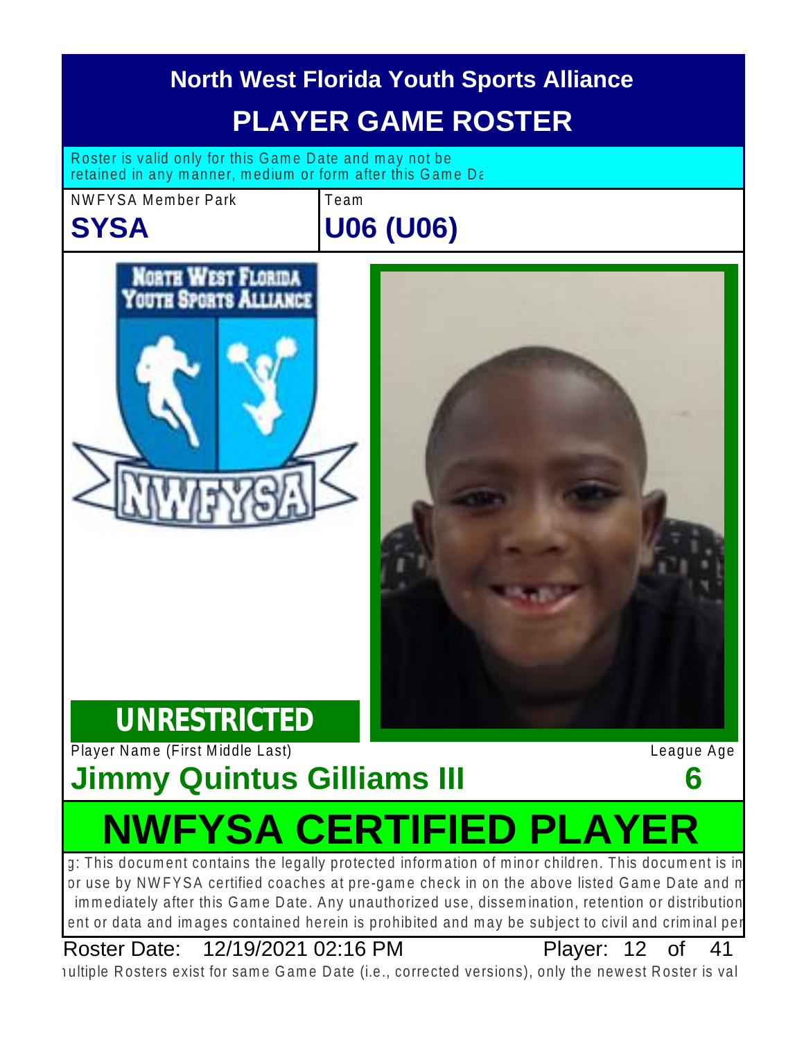# North West Florida Youth Sports Alliance

## PLAYER GAME ROSTER

Roster is valid only for this Game Date and may not be retained in any manner, medium or form after this Game Da

NWFYSA Member Park

**SYSA**

Team

**U06 (U06)**

**UNRESTRICTED**

Player Name (First Middle Last)

**Jimmy Quintus Gilliams III**

League Age

**6**

# NWFYSA CERTIFIED PLAYER

g: This document contains the legally protected information of minor children. This document is in or use by NWFYSA certified coaches at pre-game check in on the above listed Game Date and m immediately after this Game Date. Any unauthorized use, dissemination, retention or distribution ent or data and images contained herein is prohibited and may be subject to civil and criminal per

Roster Date: 12/19/2021 02:16 PM Player: 12 of 41

ıultiple Rosters exist for same Game Date (i.e., corrected versions), only the newest Roster is val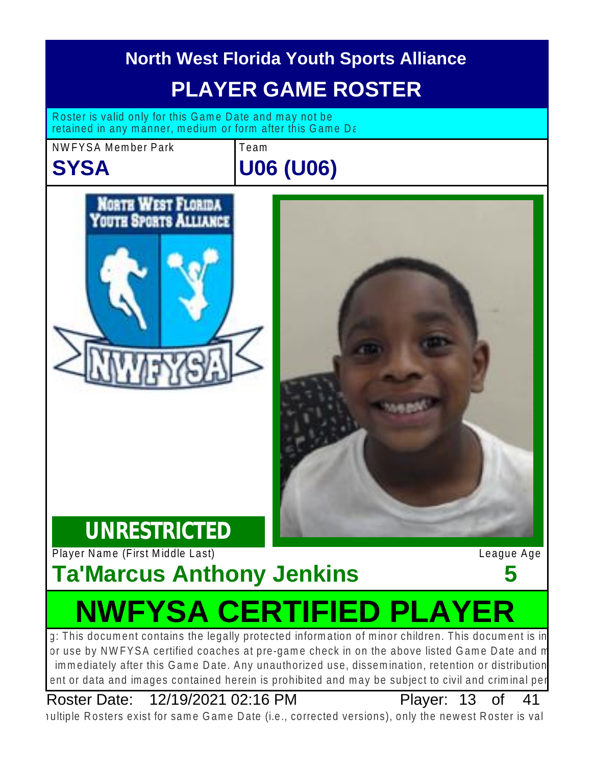# North West Florida Youth Sports Alliance

## PLAYER GAME ROSTER

Roster is valid only for this Game Date and may not be retained in any manner, medium or form after this Game Da

| NWFYSA Member Park | Team |
|---|---|
| **SYSA** | **U06 (U06)** |

NORTH WEST FLORIDA YOUTH SPORTS ALLIANCE

NWFYSA

**UNRESTRICTED**

| Player Name (First Middle Last) | League Age |
|---|---|
| **Ta'Marcus Anthony Jenkins** | **5** |

# NWFYSA CERTIFIED PLAYER

g: This document contains the legally protected information of minor children. This document is in or use by NWFYSA certified coaches at pre-game check in on the above listed Game Date and m immediately after this Game Date. Any unauthorized use, dissemination, retention or distribution ent or data and images contained herein is prohibited and may be subject to civil and criminal per

Roster Date: 12/19/2021 02:16 PM Player: 13 of 41

ıultiple Rosters exist for same Game Date (i.e., corrected versions), only the newest Roster is val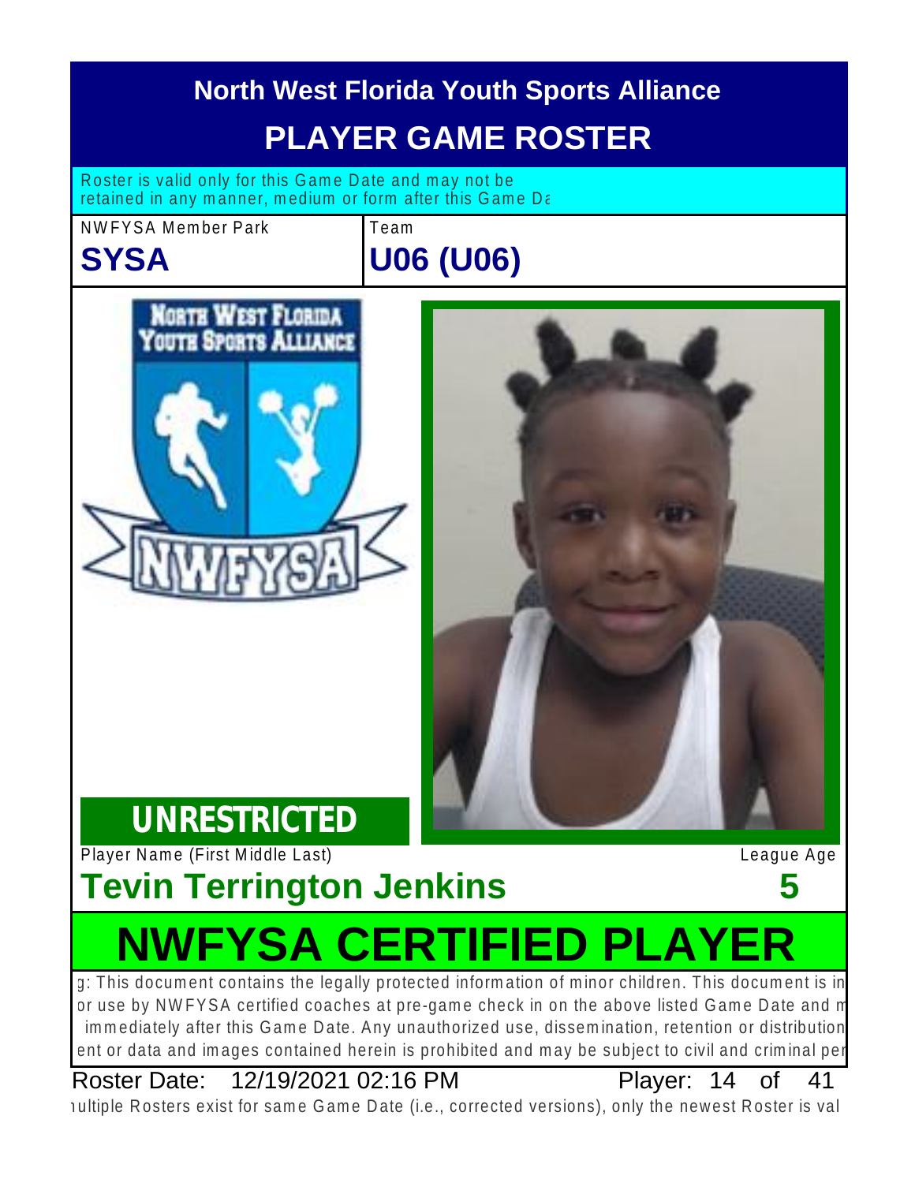# North West Florida Youth Sports Alliance

## PLAYER GAME ROSTER

Roster is valid only for this Game Date and may not be retained in any manner, medium or form after this Game Da

| NWFYSA Member Park | Team |
|---|---|
| **SYSA** | **U06 (U06)** |

**UNRESTRICTED**

| Player Name (First Middle Last) | League Age |
|---|---|
| **Tevin Terrington Jenkins** | **5** |

# NWFYSA CERTIFIED PLAYER

g: This document contains the legally protected information of minor children. This document is in or use by NWFYSA certified coaches at pre-game check in on the above listed Game Date and m immediately after this Game Date. Any unauthorized use, dissemination, retention or distribution ent or data and images contained herein is prohibited and may be subject to civil and criminal per

Roster Date: 12/19/2021 02:16 PM

ıultiple Rosters exist for same Game Date (i.e., corrected versions), only the newest Roster is val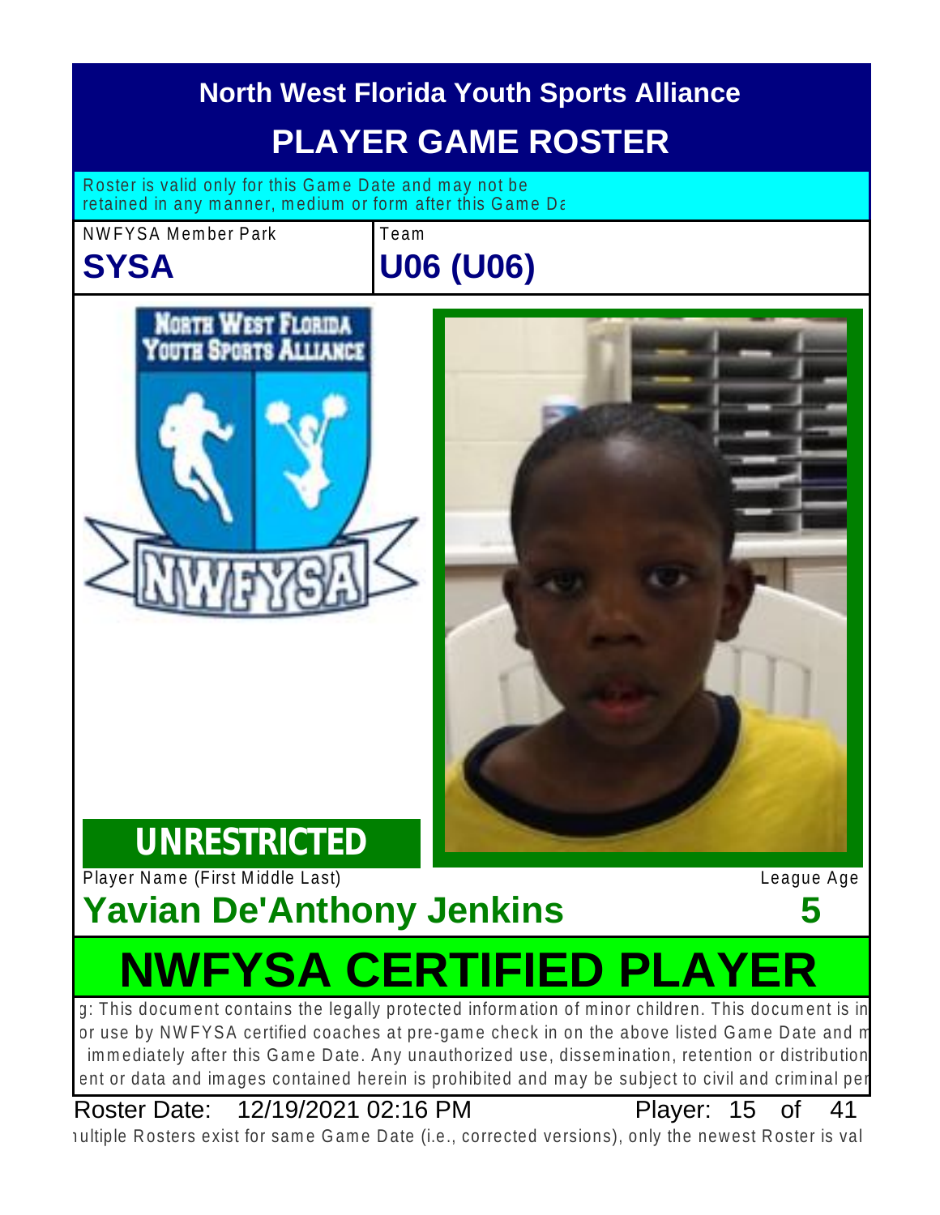# North West Florida Youth Sports Alliance

## PLAYER GAME ROSTER

Roster is valid only for this Game Date and may not be retained in any manner, medium or form after this Game Da

NWFYSA Member Park

**SYSA**

Team

**U06 (U06)**

**UNRESTRICTED**

Player Name (First Middle Last)

**Yavian De'Anthony Jenkins**

League Age

**5**

# NWFYSA CERTIFIED PLAYER

g: This document contains the legally protected information of minor children. This document is in or use by NWFYSA certified coaches at pre-game check in on the above listed Game Date and m immediately after this Game Date. Any unauthorized use, dissemination, retention or distribution ent or data and images contained herein is prohibited and may be subject to civil and criminal per

Roster Date: 12/19/2021 02:16 PM Player: 15 of 41

ıultiple Rosters exist for same Game Date (i.e., corrected versions), only the newest Roster is val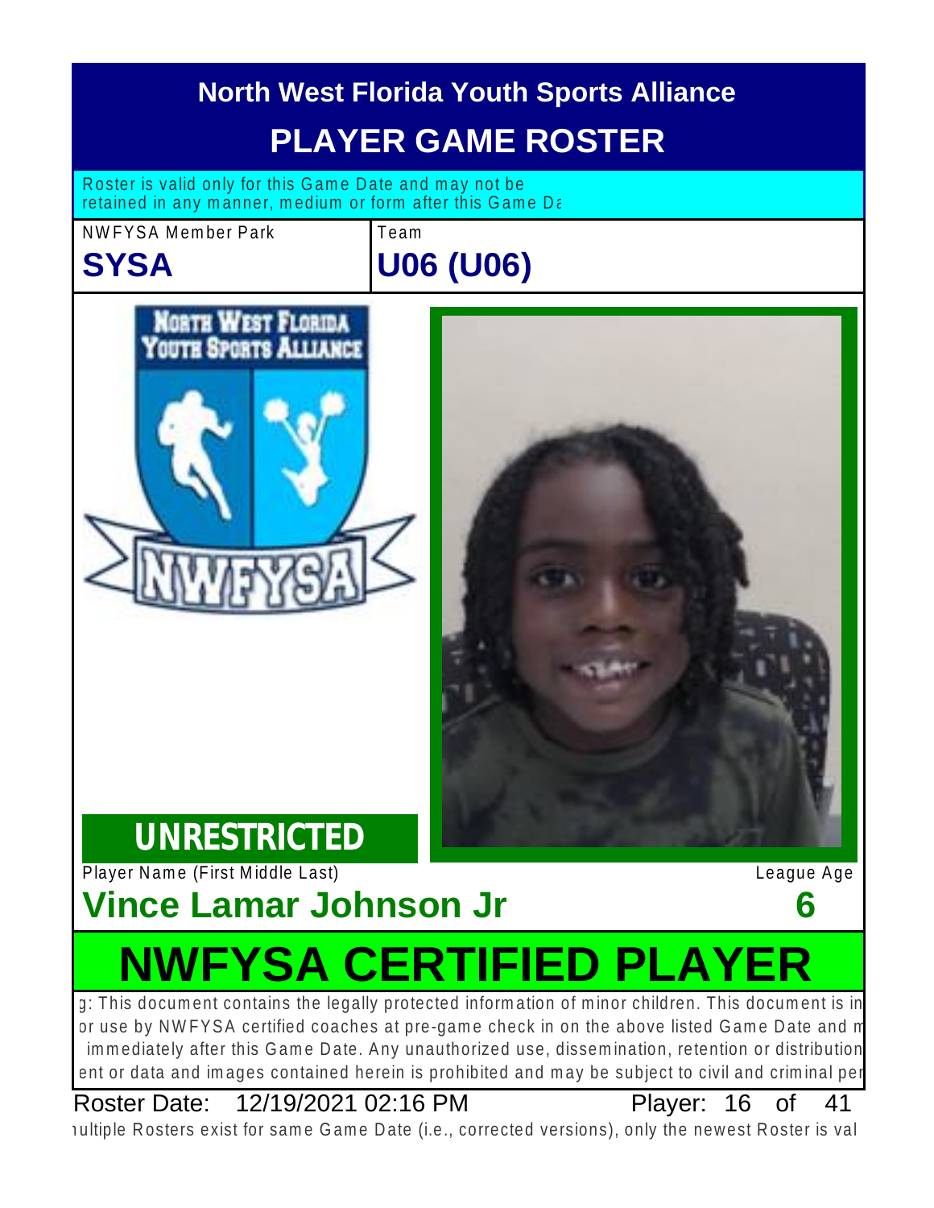# North West Florida Youth Sports Alliance

## PLAYER GAME ROSTER

Roster is valid only for this Game Date and may not be retained in any manner, medium or form after this Game Da

| NWFYSA Member Park | Team |
|---|---|
| **SYSA** | **U06 (U06)** |

**UNRESTRICTED**

| Player Name (First Middle Last) | League Age |
|---|---|
| **Vince Lamar Johnson Jr** | **6** |

# NWFYSA CERTIFIED PLAYER

g: This document contains the legally protected information of minor children. This document is in or use by NWFYSA certified coaches at pre-game check in on the above listed Game Date and m immediately after this Game Date. Any unauthorized use, dissemination, retention or distribution ent or data and images contained herein is prohibited and may be subject to civil and criminal per

Roster Date: 12/19/2021 02:16 PM Player: 16 of 41

ıultiple Rosters exist for same Game Date (i.e., corrected versions), only the newest Roster is val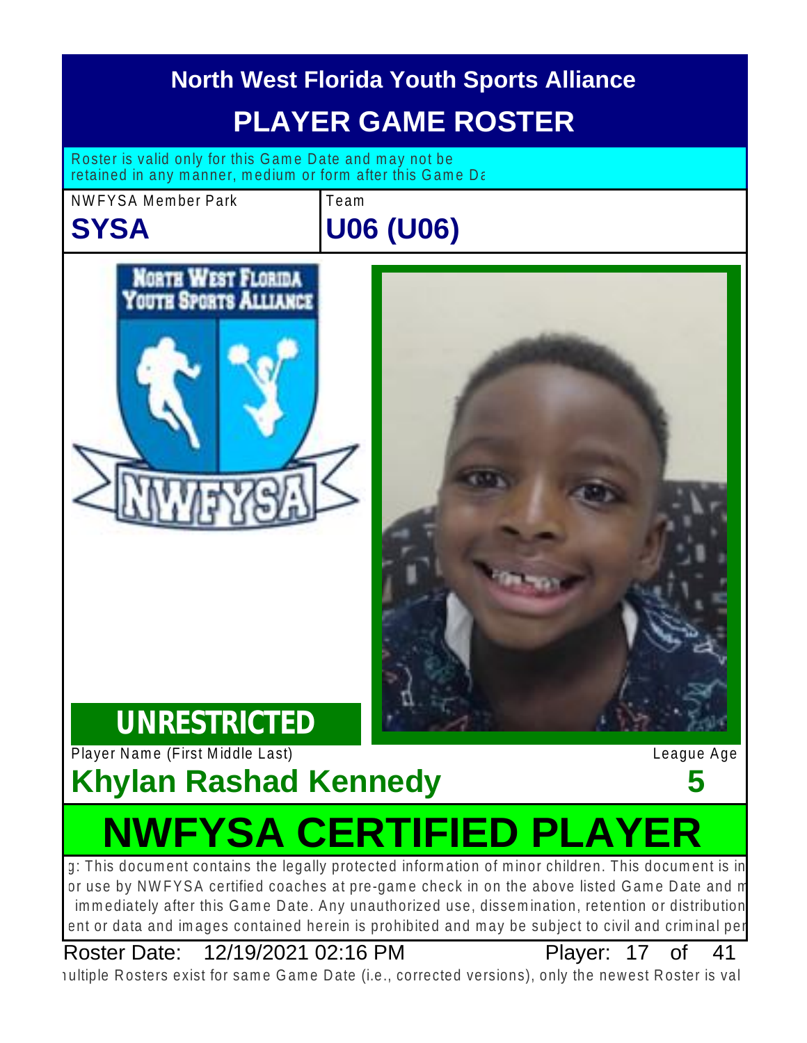# North West Florida Youth Sports Alliance

## PLAYER GAME ROSTER

Roster is valid only for this Game Date and may not be retained in any manner, medium or form after this Game Da

| NWFYSA Member Park | Team |
| --- | --- |
| **SYSA** | **U06 (U06)** |

**UNRESTRICTED**

| Player Name (First Middle Last) | League Age |
| --- | --- |
| **Khylan Rashad Kennedy** | **5** |

# NWFYSA CERTIFIED PLAYER

g: This document contains the legally protected information of minor children. This document is in or use by NWFYSA certified coaches at pre-game check in on the above listed Game Date and m immediately after this Game Date. Any unauthorized use, dissemination, retention or distribution ent or data and images contained herein is prohibited and may be subject to civil and criminal per

Roster Date: 12/19/2021 02:16 PM Player: 17 of 41

ıultiple Rosters exist for same Game Date (i.e., corrected versions), only the newest Roster is val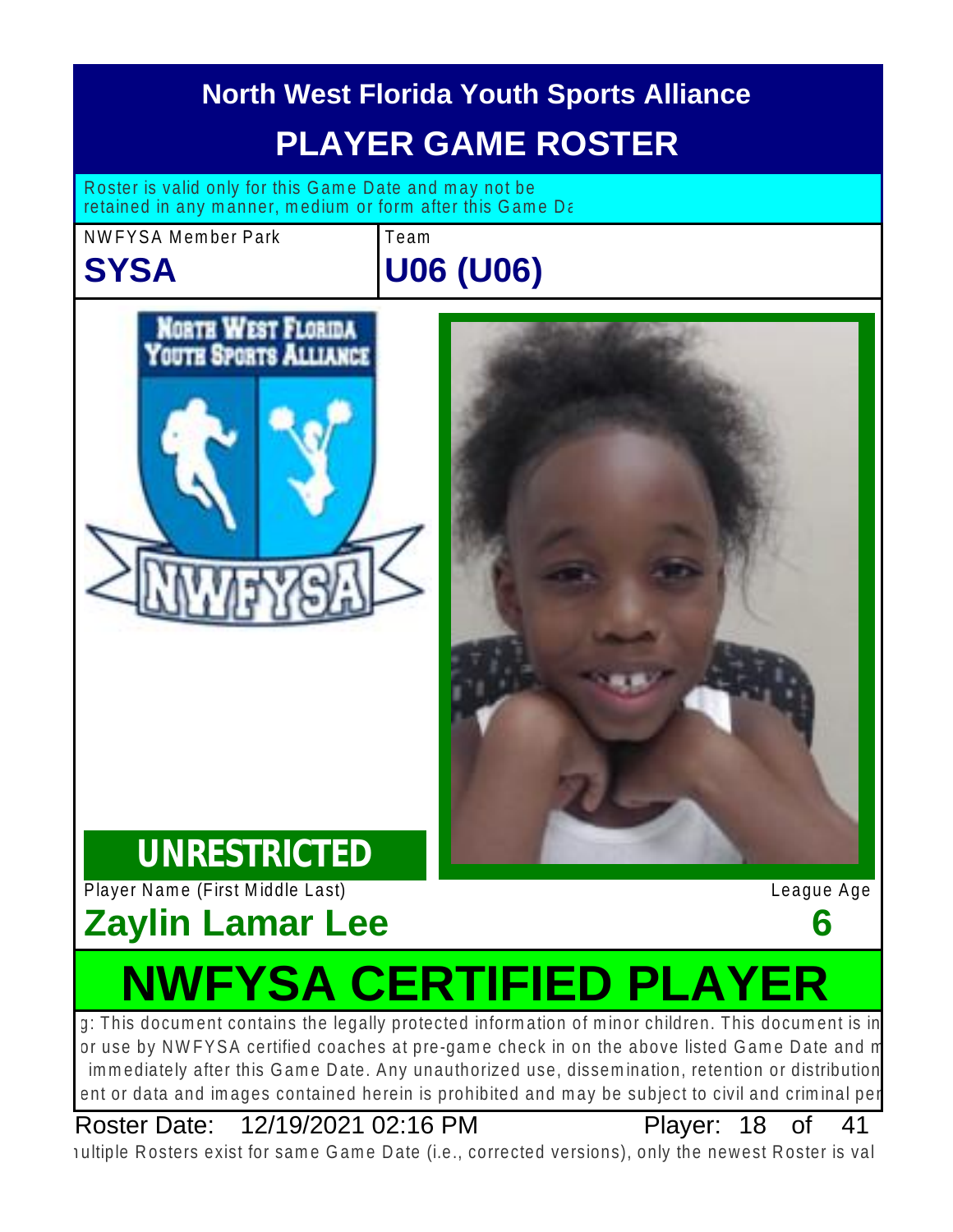# North West Florida Youth Sports Alliance

## PLAYER GAME ROSTER

Roster is valid only for this Game Date and may not be retained in any manner, medium or form after this Game Da

NWFYSA Member Park

**SYSA**

Team

**U06 (U06)**

**UNRESTRICTED**

Player Name (First Middle Last)

**Zaylin Lamar Lee**

League Age

**6**

# NWFYSA CERTIFIED PLAYER

g: This document contains the legally protected information of minor children. This document is in or use by NWFYSA certified coaches at pre-game check in on the above listed Game Date and m immediately after this Game Date. Any unauthorized use, dissemination, retention or distribution ent or data and images contained herein is prohibited and may be subject to civil and criminal per

Roster Date: 12/19/2021 02:16 PM

Player: 18 of 41

ıultiple Rosters exist for same Game Date (i.e., corrected versions), only the newest Roster is val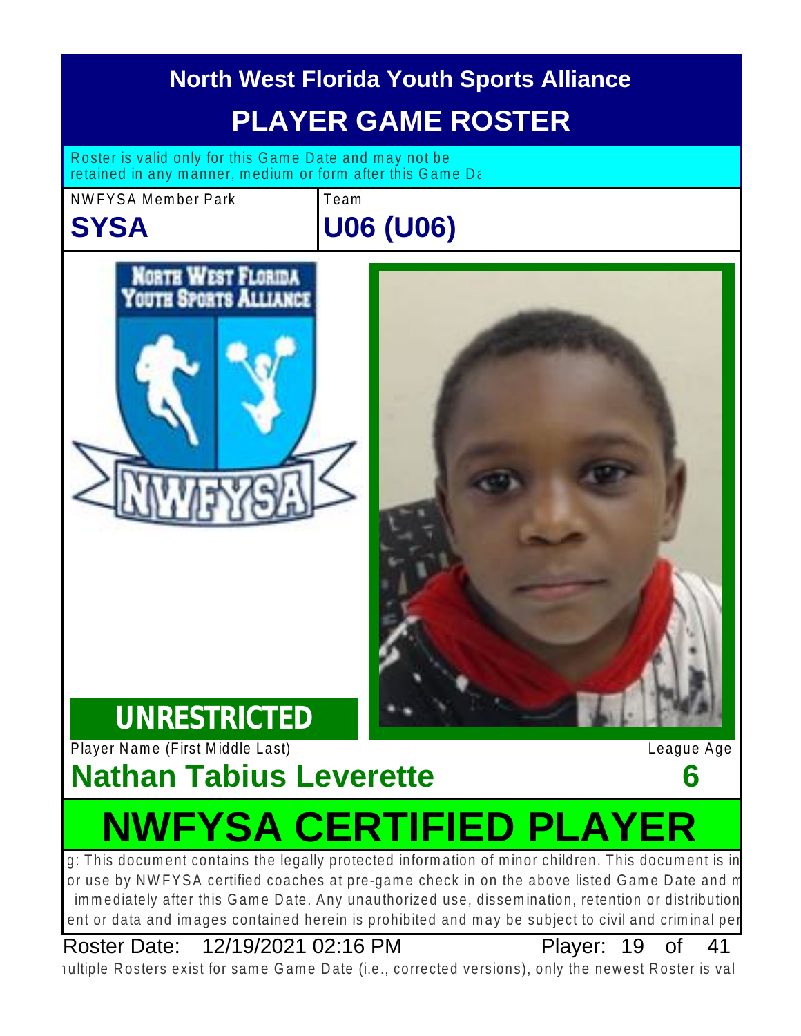# North West Florida Youth Sports Alliance

## PLAYER GAME ROSTER

Roster is valid only for this Game Date and may not be retained in any manner, medium or form after this Game Da

| NWFYSA Member Park | Team |
|---|---|
| **SYSA** | **U06 (U06)** |

**UNRESTRICTED**

| Player Name (First Middle Last) | League Age |
|---|---|
| **Nathan Tabius Leverette** | **6** |

# NWFYSA CERTIFIED PLAYER

g: This document contains the legally protected information of minor children. This document is in or use by NWFYSA certified coaches at pre-game check in on the above listed Game Date and m immediately after this Game Date. Any unauthorized use, dissemination, retention or distribution ent or data and images contained herein is prohibited and may be subject to civil and criminal per

Roster Date: 12/19/2021 02:16 PM Player: 19 of 41

ıultiple Rosters exist for same Game Date (i.e., corrected versions), only the newest Roster is val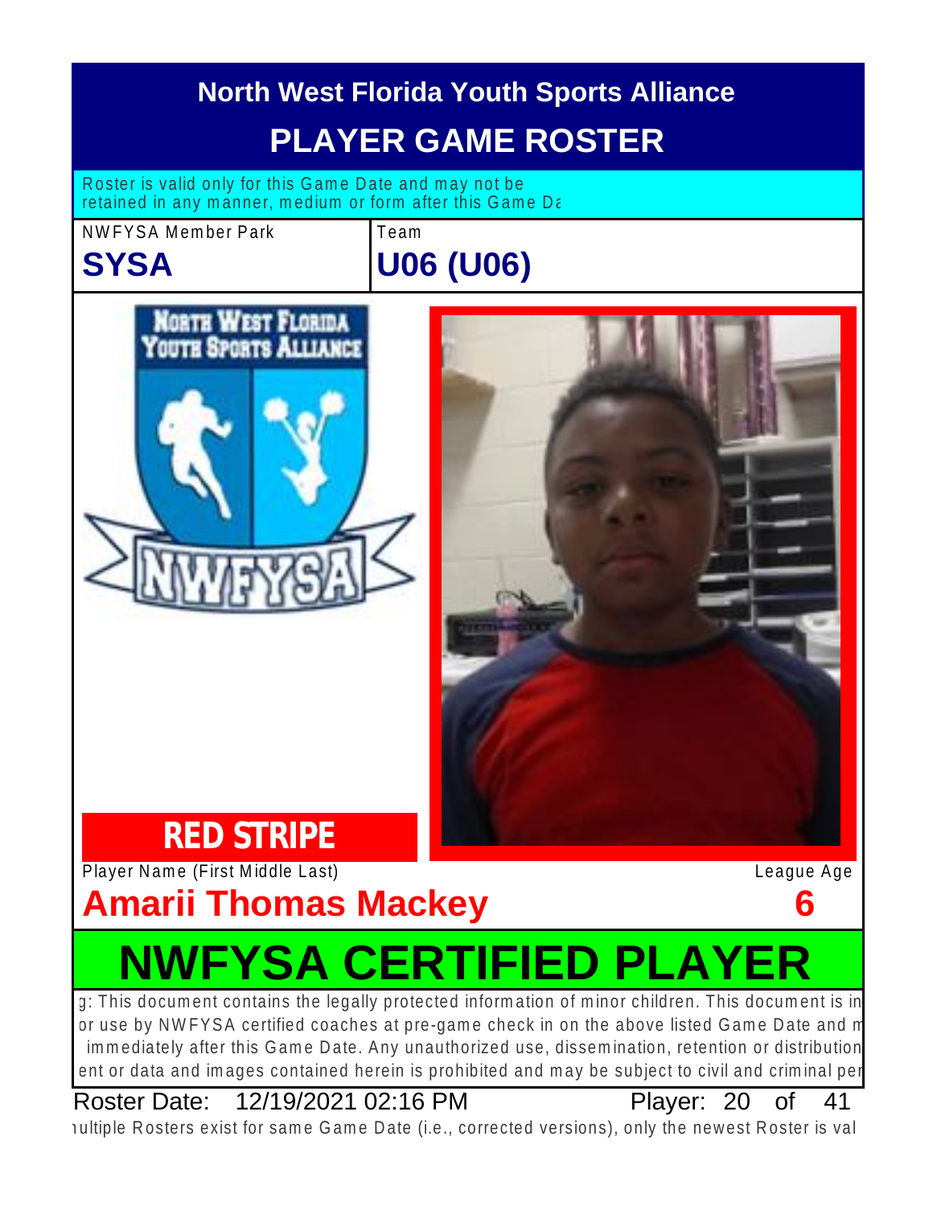# North West Florida Youth Sports Alliance

## PLAYER GAME ROSTER

Roster is valid only for this Game Date and may not be retained in any manner, medium or form after this Game Da

| NWFYSA Member Park | Team |
| --- | --- |
| **SYSA** | **U06 (U06)** |

**RED STRIPE**

Player Name (First Middle Last)

**Amarii Thomas Mackey**

League Age

**6**

## NWFYSA CERTIFIED PLAYER

g: This document contains the legally protected information of minor children. This document is in or use by NWFYSA certified coaches at pre-game check in on the above listed Game Date and m immediately after this Game Date. Any unauthorized use, dissemination, retention or distribution ent or data and images contained herein is prohibited and may be subject to civil and criminal pe

Roster Date: 12/19/2021 02:16 PM Player: 20 of 41

ıultiple Rosters exist for same Game Date (i.e., corrected versions), only the newest Roster is val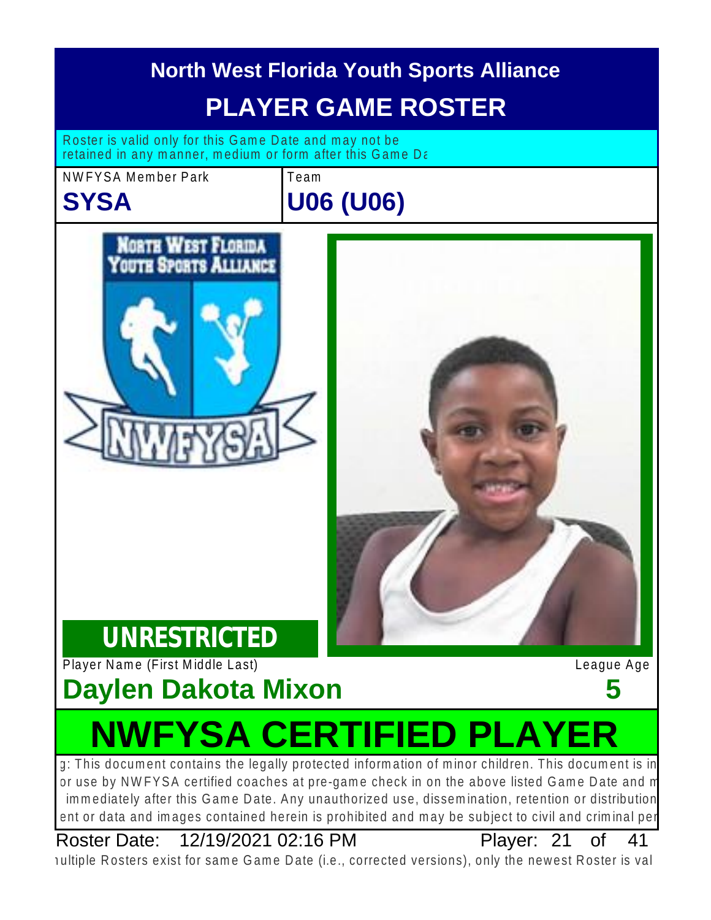# North West Florida Youth Sports Alliance

## PLAYER GAME ROSTER

Roster is valid only for this Game Date and may not be retained in any manner, medium or form after this Game Da

| NWFYSA Member Park | Team |
|---|---|
| **SYSA** | **U06 (U06)** |

**UNRESTRICTED**

| Player Name (First Middle Last) | League Age |
|---|---|
| **Daylen Dakota Mixon** | **5** |

# NWFYSA CERTIFIED PLAYER

g: This document contains the legally protected information of minor children. This document is in or use by NWFYSA certified coaches at pre-game check in on the above listed Game Date and m immediately after this Game Date. Any unauthorized use, dissemination, retention or distribution ent or data and images contained herein is prohibited and may be subject to civil and criminal per

Roster Date: 12/19/2021 02:16 PM Player: 21 of 41

ıultiple Rosters exist for same Game Date (i.e., corrected versions), only the newest Roster is val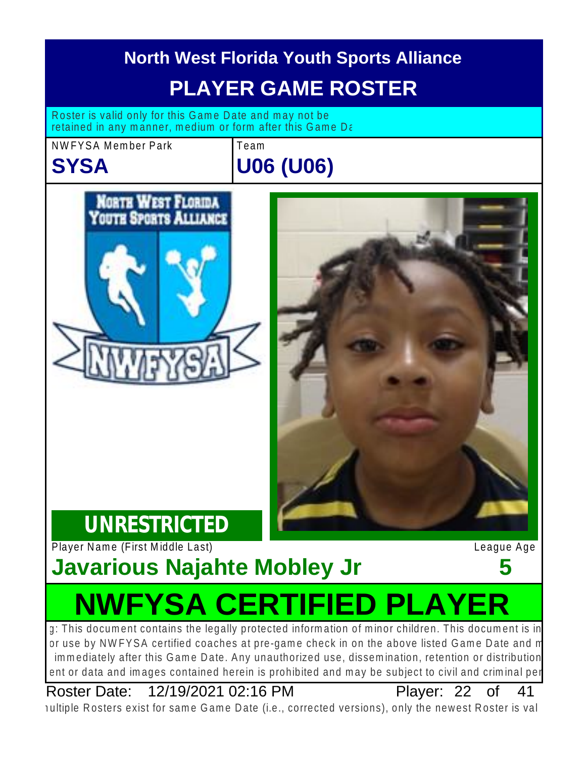# North West Florida Youth Sports Alliance

## PLAYER GAME ROSTER

Roster is valid only for this Game Date and may not be retained in any manner, medium or form after this Game Da

| NWFYSA Member Park | Team |
|---|---|
| **SYSA** | **U06 (U06)** |

**UNRESTRICTED**

| Player Name (First Middle Last) | League Age |
|---|---|
| **Javarious Najahte Mobley Jr** | **5** |

## NWFYSA CERTIFIED PLAYER

g: This document contains the legally protected information of minor children. This document is in or use by NWFYSA certified coaches at pre-game check in on the above listed Game Date and m immediately after this Game Date. Any unauthorized use, dissemination, retention or distribution ent or data and images contained herein is prohibited and may be subject to civil and criminal per

Roster Date: 12/19/2021 02:16 PM Player: 22 of 41

ıultiple Rosters exist for same Game Date (i.e., corrected versions), only the newest Roster is val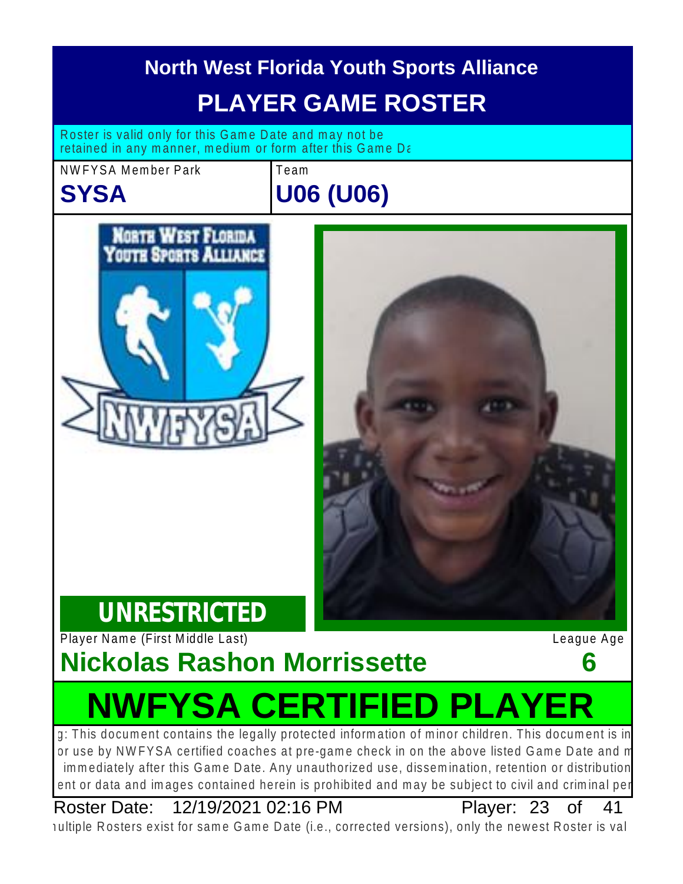# North West Florida Youth Sports Alliance

## PLAYER GAME ROSTER

Roster is valid only for this Game Date and may not be retained in any manner, medium or form after this Game Da

| NWFYSA Member Park | Team |
| --- | --- |
| **SYSA** | **U06 (U06)** |

**UNRESTRICTED**

| Player Name (First Middle Last) | League Age |
| --- | --- |
| **Nickolas Rashon Morrissette** | **6** |

# NWFYSA CERTIFIED PLAYER

g: This document contains the legally protected information of minor children. This document is in or use by NWFYSA certified coaches at pre-game check in on the above listed Game Date and m immediately after this Game Date. Any unauthorized use, dissemination, retention or distribution ent or data and images contained herein is prohibited and may be subject to civil and criminal per

Roster Date: 12/19/2021 02:16 PM

ıultiple Rosters exist for same Game Date (i.e., corrected versions), only the newest Roster is val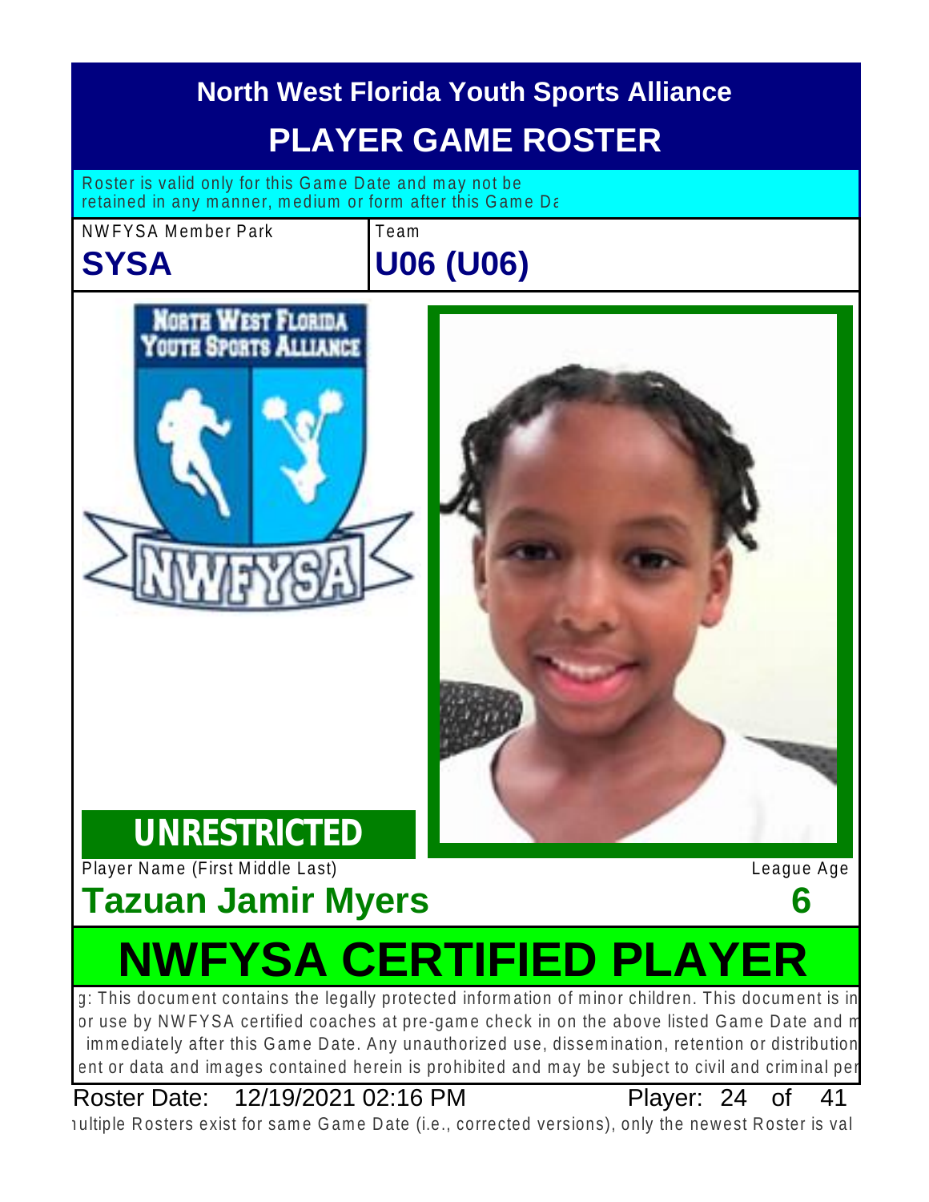# North West Florida Youth Sports Alliance

## PLAYER GAME ROSTER

Roster is valid only for this Game Date and may not be retained in any manner, medium or form after this Game Da

| NWFYSA Member Park | Team |
| --- | --- |
| **SYSA** | **U06 (U06)** |

**UNRESTRICTED**

| Player Name (First Middle Last) | League Age |
| --- | --- |
| **Tazuan Jamir Myers** | **6** |

# NWFYSA CERTIFIED PLAYER

g: This document contains the legally protected information of minor children. This document is in or use by NWFYSA certified coaches at pre-game check in on the above listed Game Date and m immediately after this Game Date. Any unauthorized use, dissemination, retention or distribution ent or data and images contained herein is prohibited and may be subject to civil and criminal pe

Roster Date: 12/19/2021 02:16 PM Player: 24 of 41

ıultiple Rosters exist for same Game Date (i.e., corrected versions), only the newest Roster is val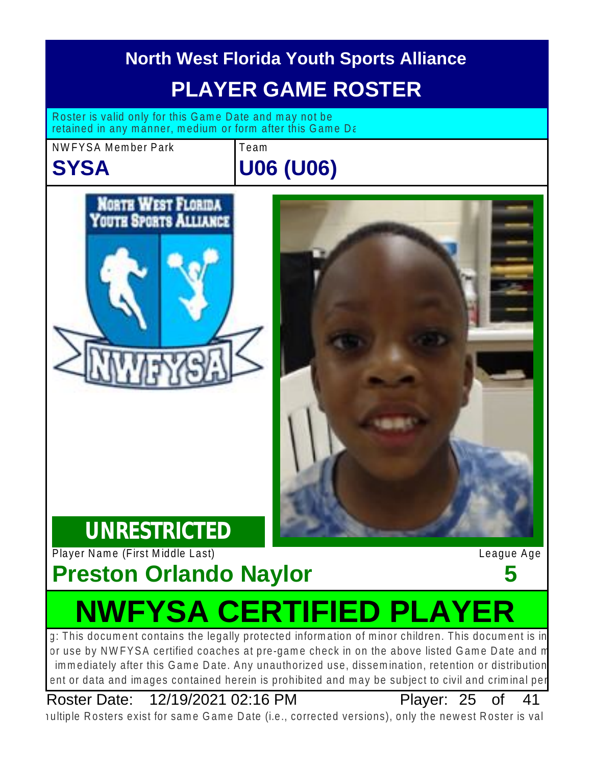# North West Florida Youth Sports Alliance

## PLAYER GAME ROSTER

Roster is valid only for this Game Date and may not be retained in any manner, medium or form after this Game Da

| NWFYSA Member Park | Team |
|---|---|
| **SYSA** | **U06 (U06)** |

**UNRESTRICTED**

| Player Name (First Middle Last) | League Age |
|---|---|
| **Preston Orlando Naylor** | **5** |

# NWFYSA CERTIFIED PLAYER

g: This document contains the legally protected information of minor children. This document is in or use by NWFYSA certified coaches at pre-game check in on the above listed Game Date and m immediately after this Game Date. Any unauthorized use, dissemination, retention or distribution ent or data and images contained herein is prohibited and may be subject to civil and criminal per

Roster Date: 12/19/2021 02:16 PM Player: 25 of 41

ıultiple Rosters exist for same Game Date (i.e., corrected versions), only the newest Roster is val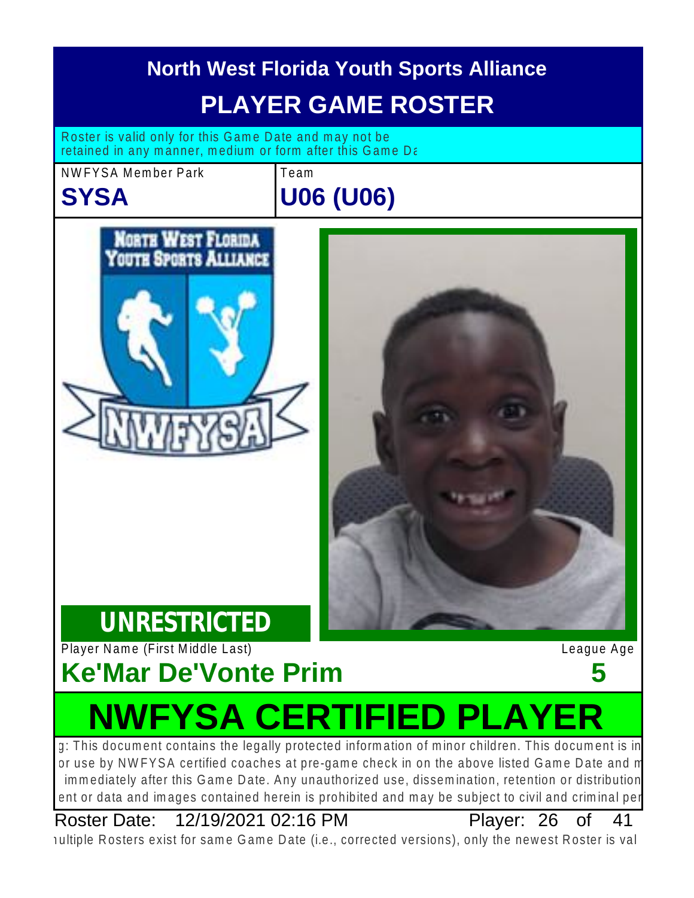# North West Florida Youth Sports Alliance

## PLAYER GAME ROSTER

Roster is valid only for this Game Date and may not be retained in any manner, medium or form after this Game Da

| NWFYSA Member Park | Team |
|---|---|
| **SYSA** | **U06 (U06)** |

**UNRESTRICTED**

| Player Name (First Middle Last) | League Age |
|---|---|
| **Ke'Mar De'Vonte Prim** | **5** |

# NWFYSA CERTIFIED PLAYER

g: This document contains the legally protected information of minor children. This document is in or use by NWFYSA certified coaches at pre-game check in on the above listed Game Date and m immediately after this Game Date. Any unauthorized use, dissemination, retention or distribution ent or data and images contained herein is prohibited and may be subject to civil and criminal per

Roster Date: 12/19/2021 02:16 PM Player: 26 of 41

ıultiple Rosters exist for same Game Date (i.e., corrected versions), only the newest Roster is val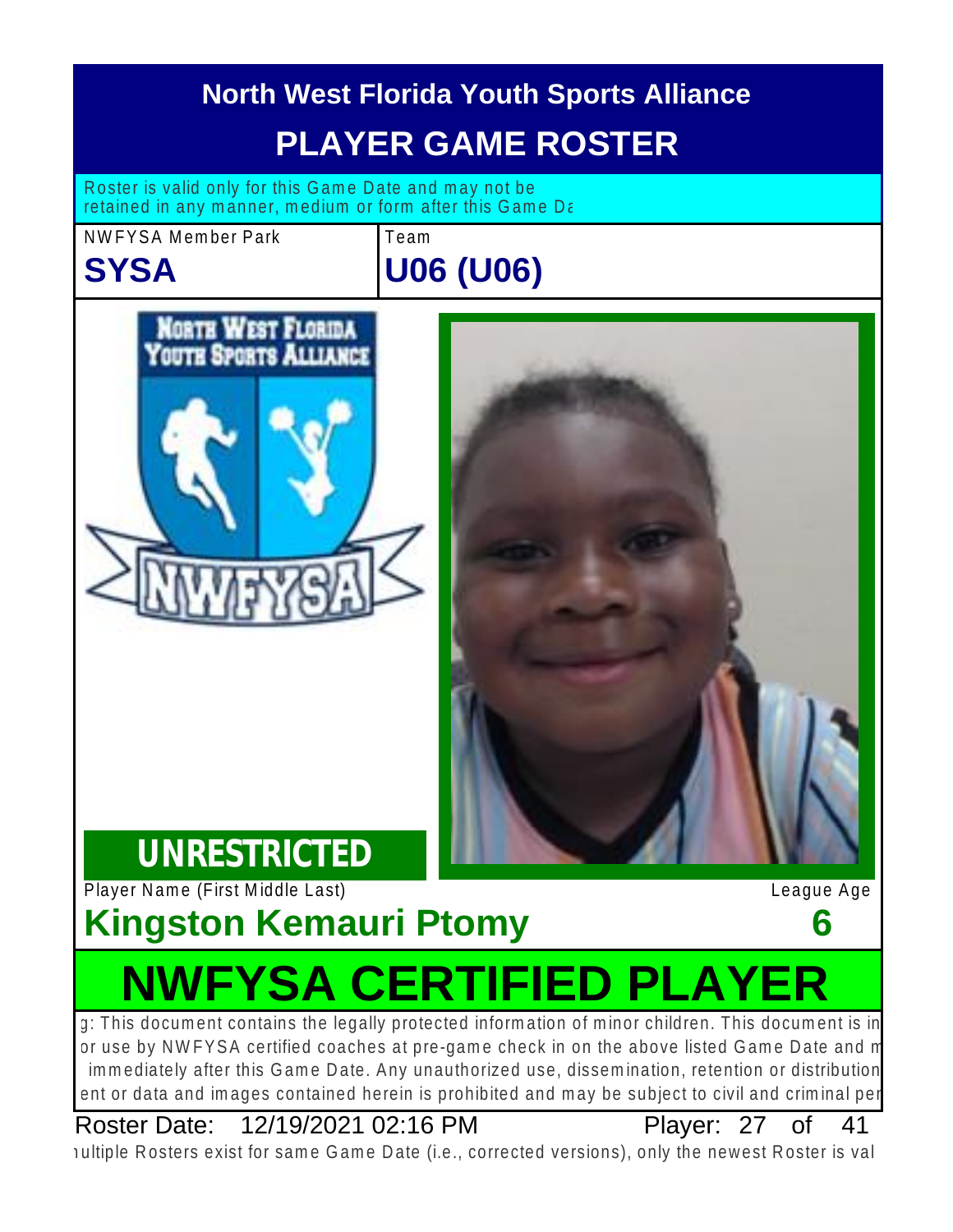# North West Florida Youth Sports Alliance

## PLAYER GAME ROSTER

Roster is valid only for this Game Date and may not be retained in any manner, medium or form after this Game Da

| NWFYSA Member Park | Team |
|---|---|
| **SYSA** | **U06 (U06)** |

**UNRESTRICTED**

Player Name (First Middle Last) League Age

**Kingston Kemauri Ptomy** **6**

# NWFYSA CERTIFIED PLAYER

g: This document contains the legally protected information of minor children. This document is in or use by NWFYSA certified coaches at pre-game check in on the above listed Game Date and m immediately after this Game Date. Any unauthorized use, dissemination, retention or distribution ent or data and images contained herein is prohibited and may be subject to civil and criminal per

Roster Date: 12/19/2021 02:16 PM Player: 27 of 41

ıultiple Rosters exist for same Game Date (i.e., corrected versions), only the newest Roster is val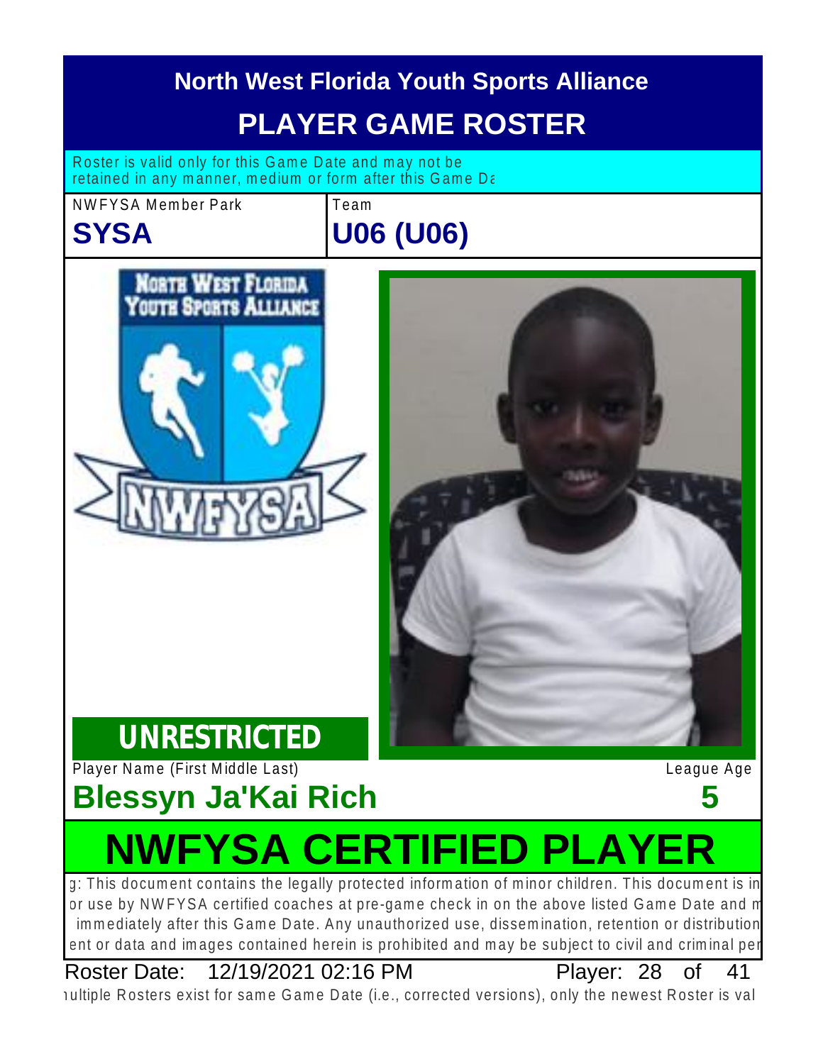# North West Florida Youth Sports Alliance

## PLAYER GAME ROSTER

Roster is valid only for this Game Date and may not be retained in any manner, medium or form after this Game Da

| NWFYSA Member Park | Team |
|---|---|
| **SYSA** | **U06 (U06)** |

**UNRESTRICTED**

| Player Name (First Middle Last) | League Age |
|---|---|
| **Blessyn Ja'Kai Rich** | **5** |

# NWFYSA CERTIFIED PLAYER

g: This document contains the legally protected information of minor children. This document is in or use by NWFYSA certified coaches at pre-game check in on the above listed Game Date and m immediately after this Game Date. Any unauthorized use, dissemination, retention or distribution ent or data and images contained herein is prohibited and may be subject to civil and criminal per

Roster Date: 12/19/2021 02:16 PM

ultiple Rosters exist for same Game Date (i.e., corrected versions), only the newest Roster is val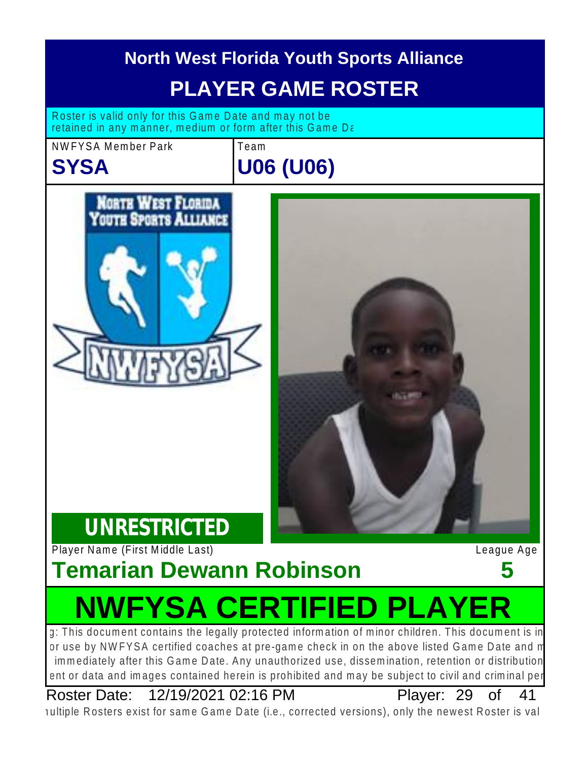# North West Florida Youth Sports Alliance

## PLAYER GAME ROSTER

Roster is valid only for this Game Date and may not be retained in any manner, medium or form after this Game Da

NWFYSA Member Park

**SYSA**

Team

**U06 (U06)**

**UNRESTRICTED**

Player Name (First Middle Last)

**Temarian Dewann Robinson**

League Age

**5**

# NWFYSA CERTIFIED PLAYER

g: This document contains the legally protected information of minor children. This document is in or use by NWFYSA certified coaches at pre-game check in on the above listed Game Date and m immediately after this Game Date. Any unauthorized use, dissemination, retention or distribution ent or data and images contained herein is prohibited and may be subject to civil and criminal per

Roster Date: 12/19/2021 02:16 PM

Player: 29 of 41

ıultiple Rosters exist for same Game Date (i.e., corrected versions), only the newest Roster is val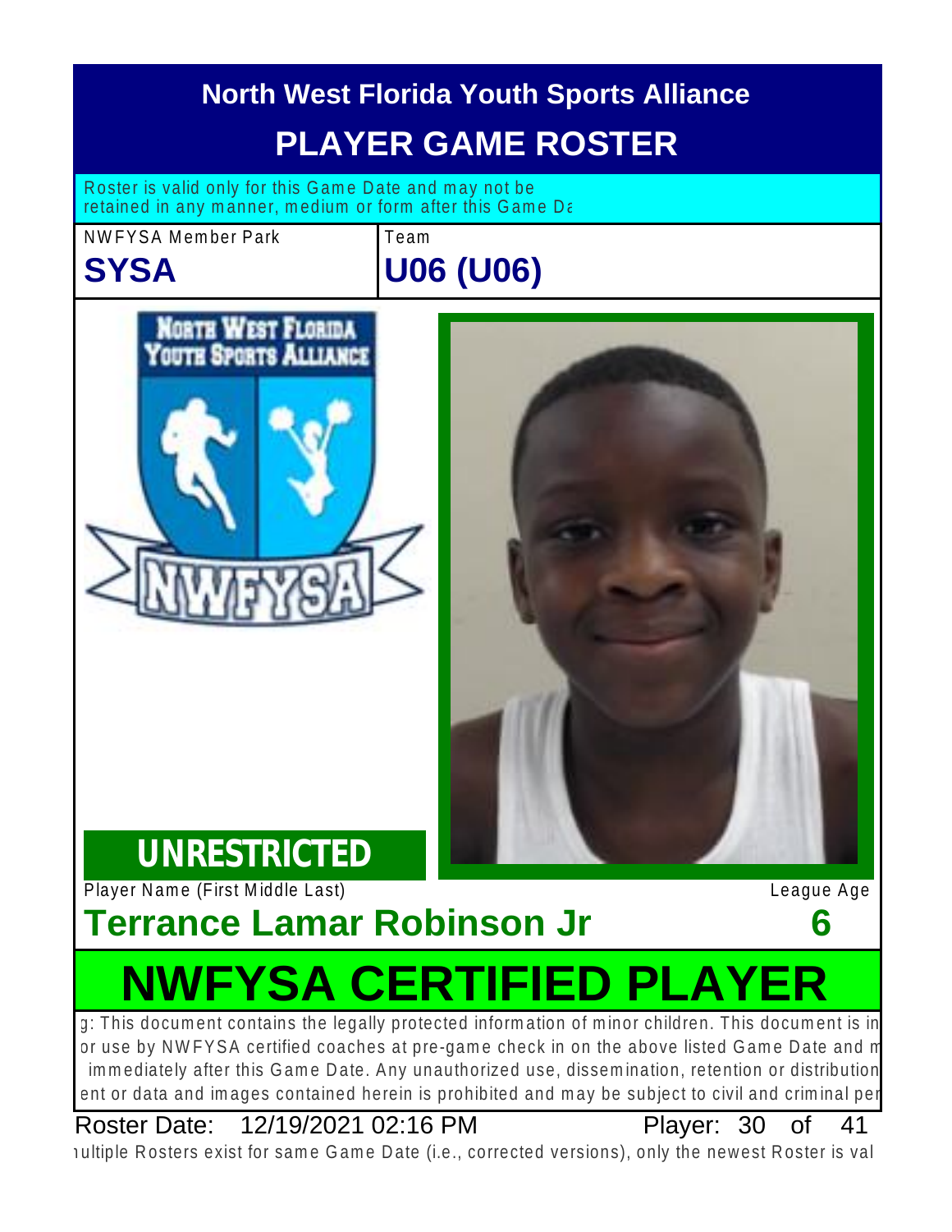# North West Florida Youth Sports Alliance

## PLAYER GAME ROSTER

Roster is valid only for this Game Date and may not be retained in any manner, medium or form after this Game Da

| NWFYSA Member Park | Team |
| --- | --- |
| **SYSA** | **U06 (U06)** |

**UNRESTRICTED**

| Player Name (First Middle Last) | League Age |
| --- | --- |
| **Terrance Lamar Robinson Jr** | **6** |

# NWFYSA CERTIFIED PLAYER

g: This document contains the legally protected information of minor children. This document is in or use by NWFYSA certified coaches at pre-game check in on the above listed Game Date and m immediately after this Game Date. Any unauthorized use, dissemination, retention or distribution ent or data and images contained herein is prohibited and may be subject to civil and criminal pen

Roster Date: 12/19/2021 02:16 PM

Player: 30 of 41

ıultiple Rosters exist for same Game Date (i.e., corrected versions), only the newest Roster is val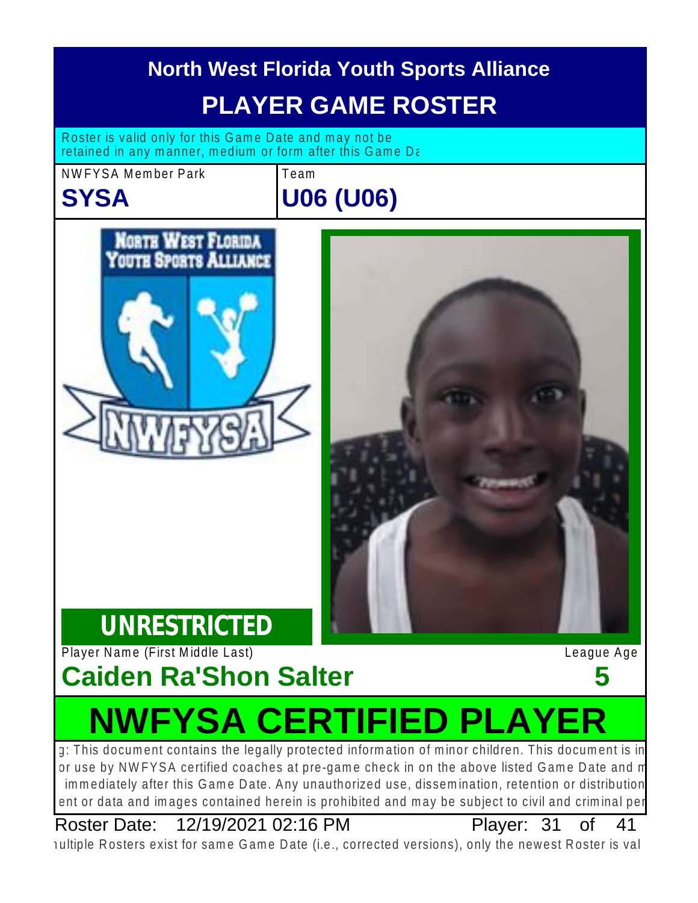# North West Florida Youth Sports Alliance

## PLAYER GAME ROSTER

Roster is valid only for this Game Date and may not be retained in any manner, medium or form after this Game Da

| NWFYSA Member Park | Team |
| --- | --- |
| **SYSA** | **U06 (U06)** |

**UNRESTRICTED**

| Player Name (First Middle Last) | League Age |
| --- | --- |
| **Caiden Ra'Shon Salter** | **5** |

# NWFYSA CERTIFIED PLAYER

g: This document contains the legally protected information of minor children. This document is in or use by NWFYSA certified coaches at pre-game check in on the above listed Game Date and m immediately after this Game Date. Any unauthorized use, dissemination, retention or distribution ent or data and images contained herein is prohibited and may be subject to civil and criminal per

Roster Date: 12/19/2021 02:16 PM Player: 31 of 41

ıultiple Rosters exist for same Game Date (i.e., corrected versions), only the newest Roster is val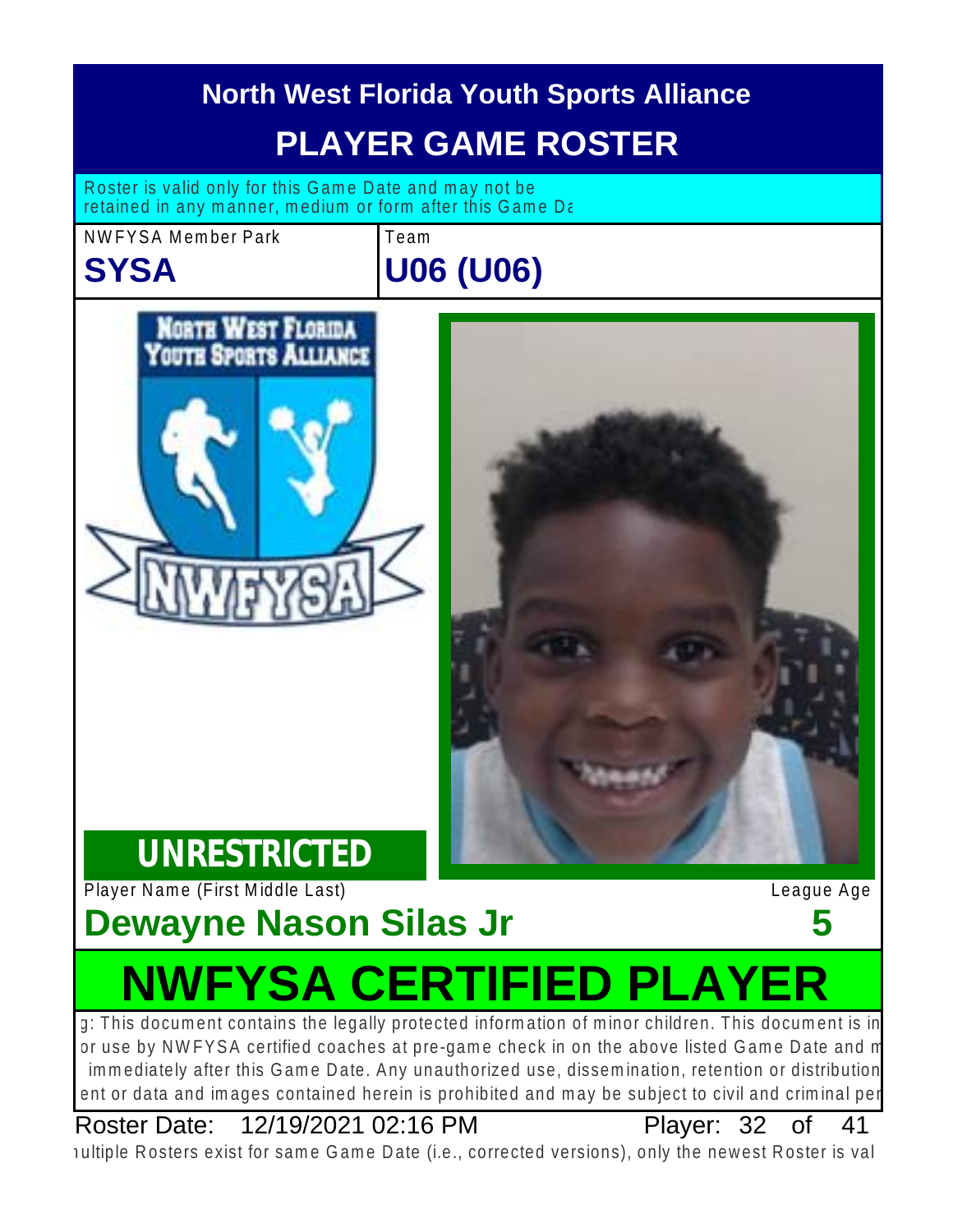# North West Florida Youth Sports Alliance

## PLAYER GAME ROSTER

Roster is valid only for this Game Date and may not be retained in any manner, medium or form after this Game Da

| NWFYSA Member Park | Team |
|---|---|
| **SYSA** | **U06 (U06)** |

**UNRESTRICTED**

| Player Name (First Middle Last) | League Age |
|---|---|
| **Dewayne Nason Silas Jr** | **5** |

# NWFYSA CERTIFIED PLAYER

g: This document contains the legally protected information of minor children. This document is in or use by NWFYSA certified coaches at pre-game check in on the above listed Game Date and m immediately after this Game Date. Any unauthorized use, dissemination, retention or distribution ent or data and images contained herein is prohibited and may be subject to civil and criminal per

Roster Date: 12/19/2021 02:16 PM Player: 32 of 41

ıultiple Rosters exist for same Game Date (i.e., corrected versions), only the newest Roster is val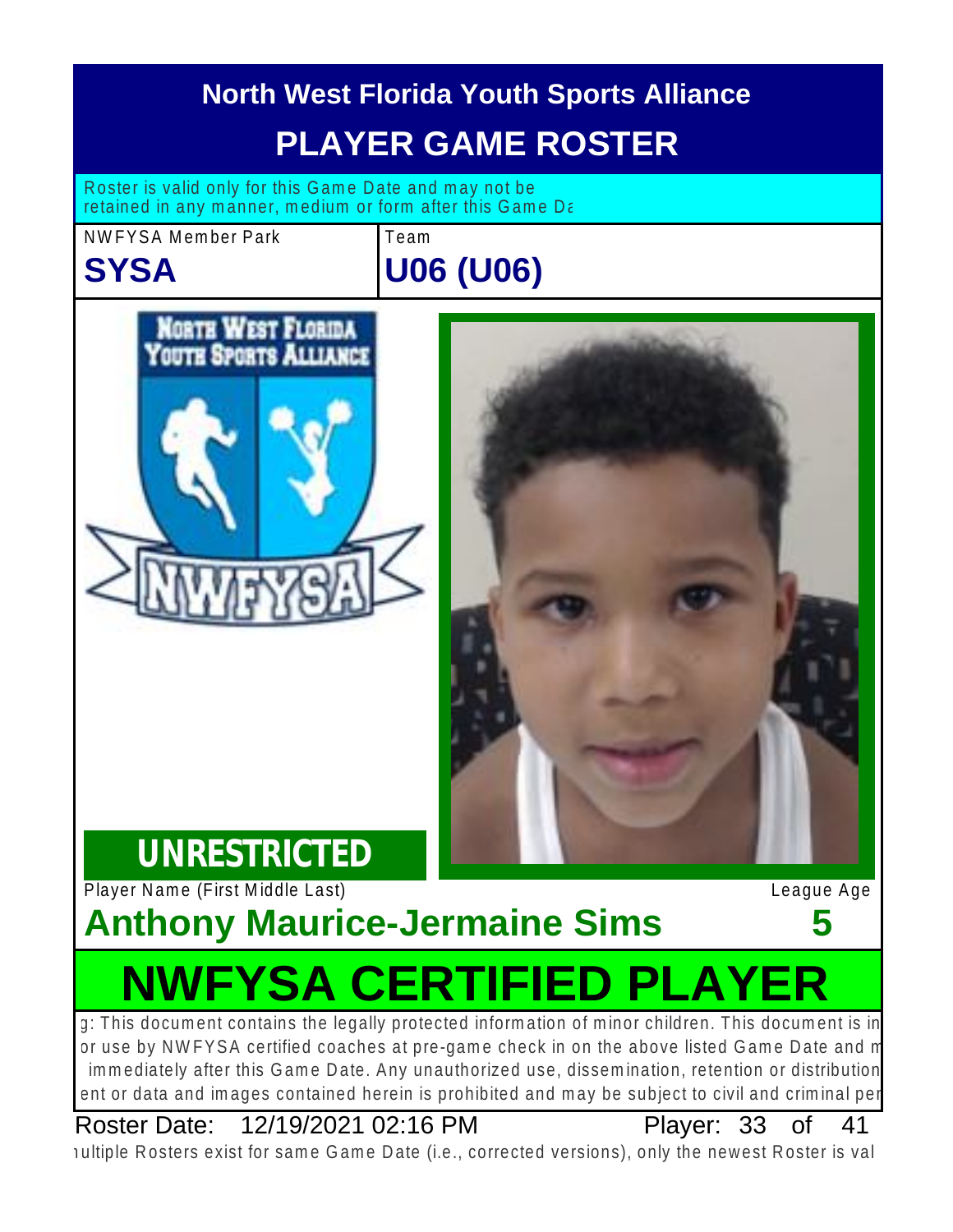# North West Florida Youth Sports Alliance

## PLAYER GAME ROSTER

Roster is valid only for this Game Date and may not be retained in any manner, medium or form after this Game Da

NWFYSA Member Park
**SYSA**

Team
**U06 (U06)**

**UNRESTRICTED**

Player Name (First Middle Last)
**Anthony Maurice-Jermaine Sims**

League Age
**5**

# NWFYSA CERTIFIED PLAYER

g: This document contains the legally protected information of minor children. This document is in or use by NWFYSA certified coaches at pre-game check in on the above listed Game Date and m immediately after this Game Date. Any unauthorized use, dissemination, retention or distribution ent or data and images contained herein is prohibited and may be subject to civil and criminal per

Roster Date: 12/19/2021 02:16 PM Player: 33 of 41

ıultiple Rosters exist for same Game Date (i.e., corrected versions), only the newest Roster is val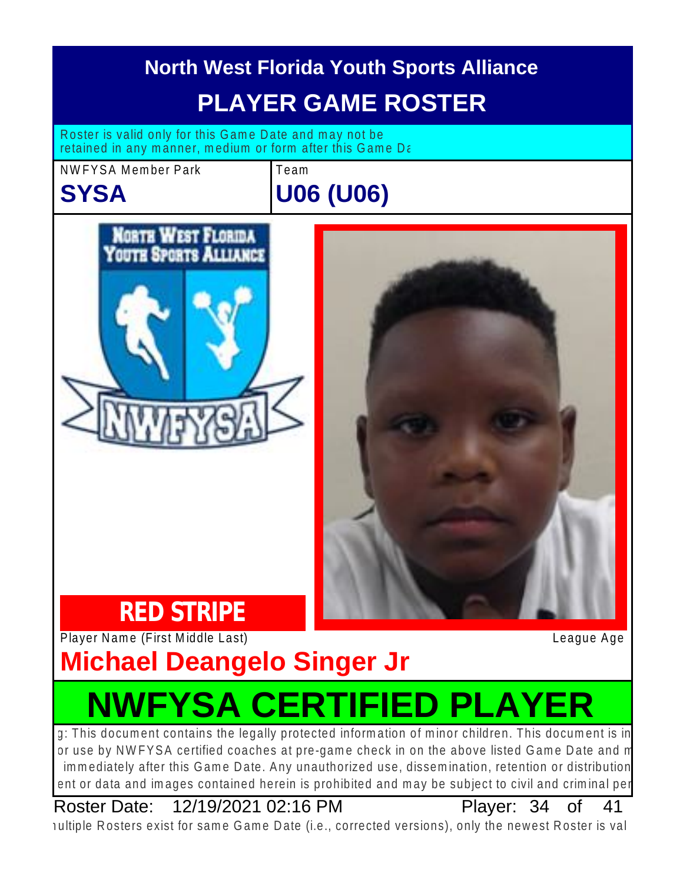# North West Florida Youth Sports Alliance

## PLAYER GAME ROSTER

Roster is valid only for this Game Date and may not be retained in any manner, medium or form after this Game Da

| NWFYSA Member Park | Team |
|---|---|
| **SYSA** | **U06 (U06)** |

**RED STRIPE**

Player Name (First Middle Last) League Age

**Michael Deangelo Singer Jr**

# NWFYSA CERTIFIED PLAYER

g: This document contains the legally protected information of minor children. This document is in or use by NWFYSA certified coaches at pre-game check in on the above listed Game Date and m immediately after this Game Date. Any unauthorized use, dissemination, retention or distribution ent or data and images contained herein is prohibited and may be subject to civil and criminal per

Roster Date: 12/19/2021 02:16 PM Player: 34 of 41

ıultiple Rosters exist for same Game Date (i.e., corrected versions), only the newest Roster is val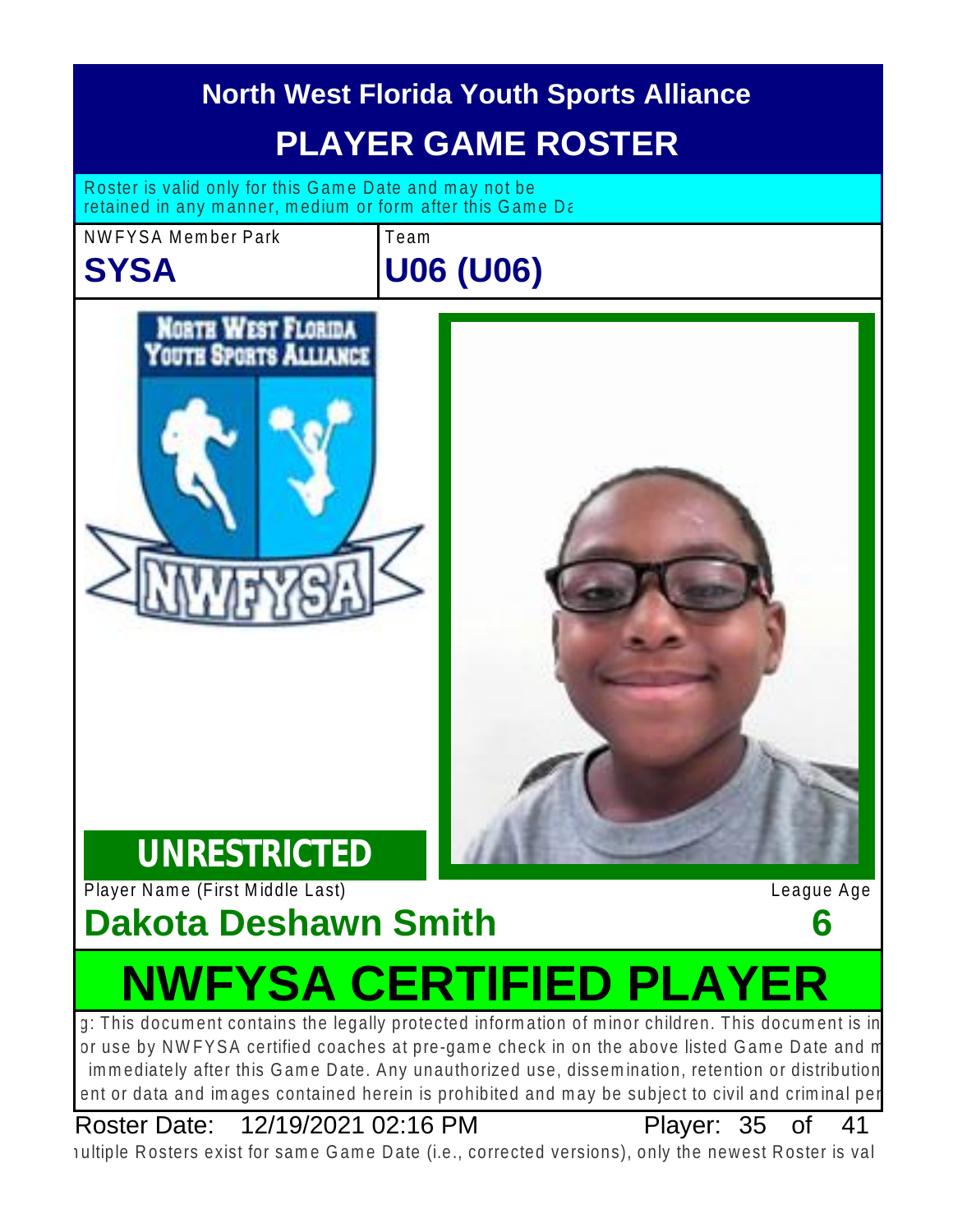# North West Florida Youth Sports Alliance

## PLAYER GAME ROSTER

Roster is valid only for this Game Date and may not be retained in any manner, medium or form after this Game Da

| NWFYSA Member Park | Team |
|---|---|
| **SYSA** | **U06 (U06)** |

**UNRESTRICTED**

| Player Name (First Middle Last) | League Age |
|---|---|
| **Dakota Deshawn Smith** | **6** |

# NWFYSA CERTIFIED PLAYER

g: This document contains the legally protected information of minor children. This document is in or use by NWFYSA certified coaches at pre-game check in on the above listed Game Date and m immediately after this Game Date. Any unauthorized use, dissemination, retention or distribution ent or data and images contained herein is prohibited and may be subject to civil and criminal per

Roster Date: 12/19/2021 02:16 PM

Player: 35 of 41

ıultiple Rosters exist for same Game Date (i.e., corrected versions), only the newest Roster is val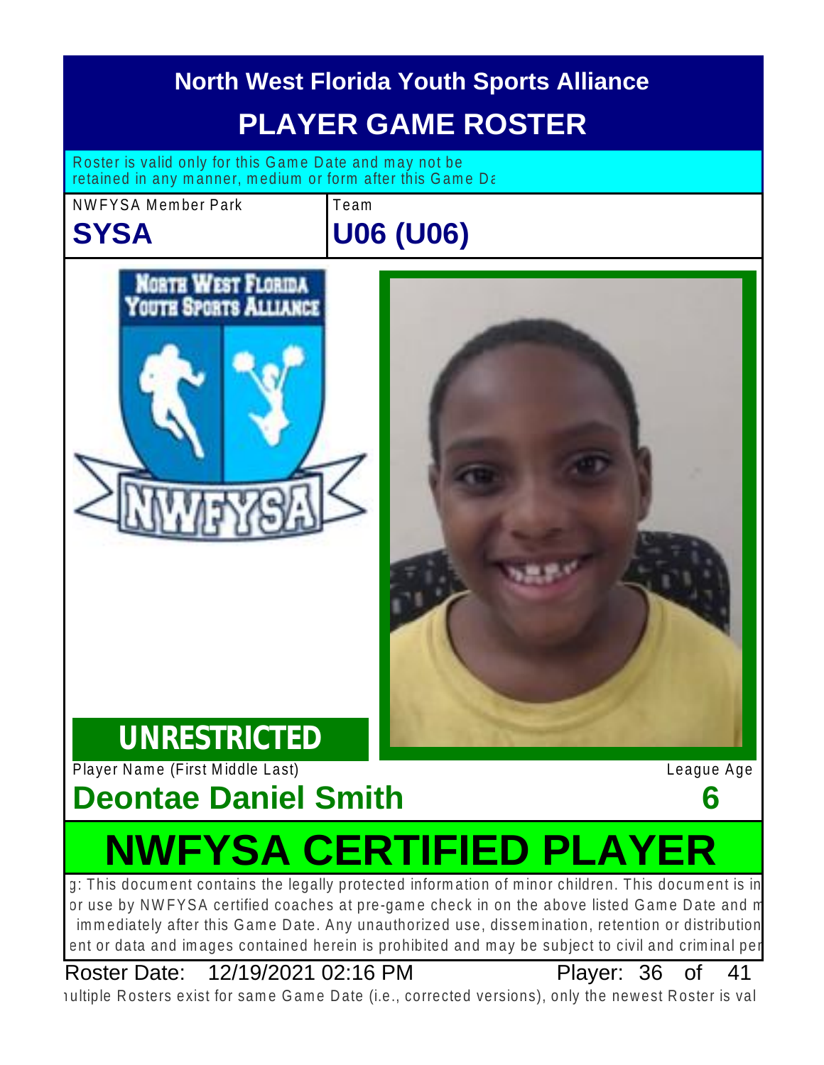# North West Florida Youth Sports Alliance

## PLAYER GAME ROSTER

Roster is valid only for this Game Date and may not be retained in any manner, medium or form after this Game Da

| NWFYSA Member Park | Team |
| --- | --- |
| **SYSA** | **U06 (U06)** |

**UNRESTRICTED**

| Player Name (First Middle Last) | League Age |
| --- | --- |
| **Deontae Daniel Smith** | **6** |

# NWFYSA CERTIFIED PLAYER

g: This document contains the legally protected information of minor children. This document is in or use by NWFYSA certified coaches at pre-game check in on the above listed Game Date and m immediately after this Game Date. Any unauthorized use, dissemination, retention or distribution ent or data and images contained herein is prohibited and may be subject to civil and criminal pe

Roster Date: 12/19/2021 02:16 PM Player: 36 of 41

ıultiple Rosters exist for same Game Date (i.e., corrected versions), only the newest Roster is val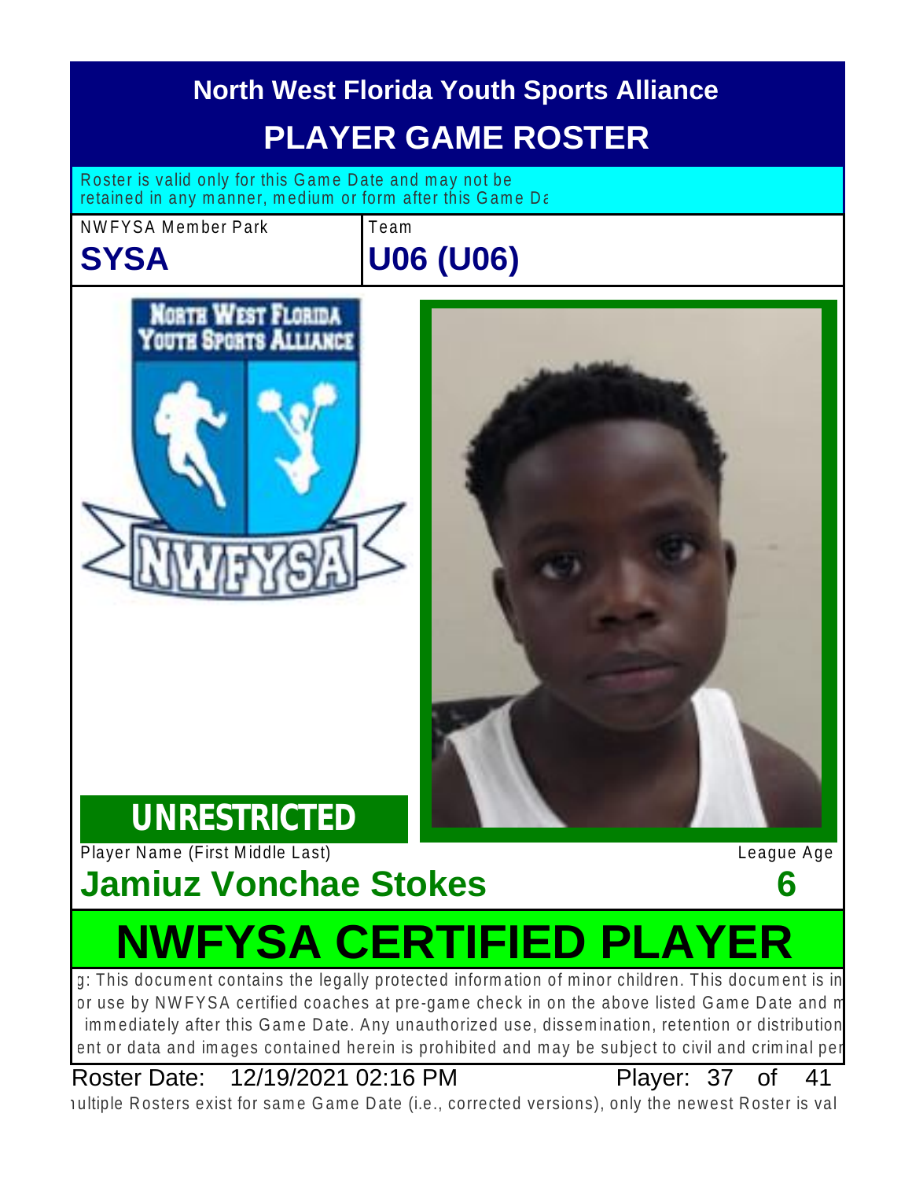# North West Florida Youth Sports Alliance

## PLAYER GAME ROSTER

Roster is valid only for this Game Date and may not be retained in any manner, medium or form after this Game Da

| NWFYSA Member Park | Team |
|---|---|
| **SYSA** | **U06 (U06)** |

**UNRESTRICTED**

| Player Name (First Middle Last) | League Age |
|---|---|
| **Jamiuz Vonchae Stokes** | **6** |

# NWFYSA CERTIFIED PLAYER

g: This document contains the legally protected information of minor children. This document is in or use by NWFYSA certified coaches at pre-game check in on the above listed Game Date and m immediately after this Game Date. Any unauthorized use, dissemination, retention or distribution ent or data and images contained herein is prohibited and may be subject to civil and criminal per

Roster Date: 12/19/2021 02:16 PM Player: 37 of 41

ıultiple Rosters exist for same Game Date (i.e., corrected versions), only the newest Roster is val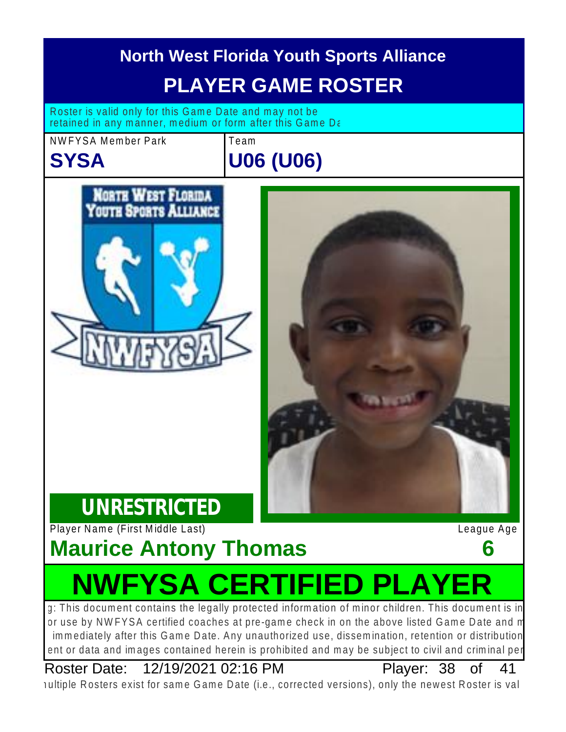# North West Florida Youth Sports Alliance

## PLAYER GAME ROSTER

Roster is valid only for this Game Date and may not be retained in any manner, medium or form after this Game Da

| NWFYSA Member Park | Team |
|---|---|
| **SYSA** | **U06 (U06)** |

**UNRESTRICTED**

| Player Name (First Middle Last) | League Age |
|---|---|
| **Maurice Antony Thomas** | **6** |

# NWFYSA CERTIFIED PLAYER

g: This document contains the legally protected information of minor children. This document is in or use by NWFYSA certified coaches at pre-game check in on the above listed Game Date and m immediately after this Game Date. Any unauthorized use, dissemination, retention or distribution ent or data and images contained herein is prohibited and may be subject to civil and criminal per

Roster Date: 12/19/2021 02:16 PM Player: 38 of 41

ıultiple Rosters exist for same Game Date (i.e., corrected versions), only the newest Roster is val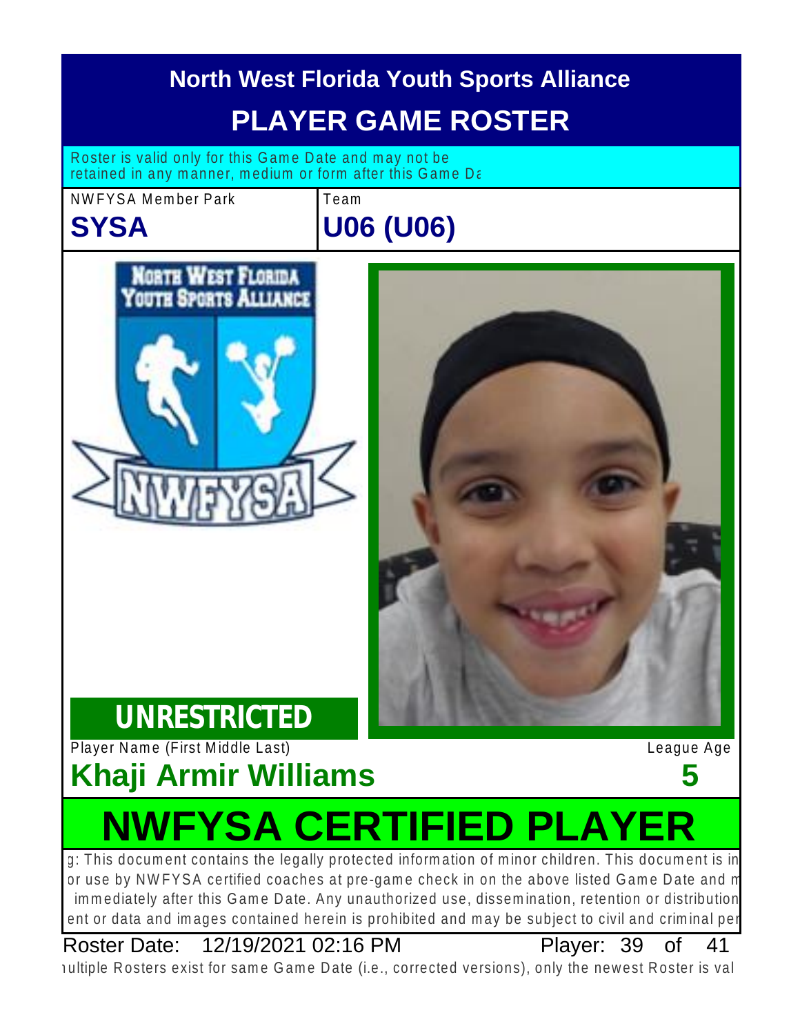# North West Florida Youth Sports Alliance

## PLAYER GAME ROSTER

Roster is valid only for this Game Date and may not be retained in any manner, medium or form after this Game Da

NWFYSA Member Park

**SYSA**

Team

**U06 (U06)**

**UNRESTRICTED**

Player Name (First Middle Last)

**Khaji Armir Williams**

League Age

**5**

# NWFYSA CERTIFIED PLAYER

g: This document contains the legally protected information of minor children. This document is in or use by NWFYSA certified coaches at pre-game check in on the above listed Game Date and m immediately after this Game Date. Any unauthorized use, dissemination, retention or distribution ent or data and images contained herein is prohibited and may be subject to civil and criminal per

Roster Date: 12/19/2021 02:16 PM Player: 39 of 41

ıultiple Rosters exist for same Game Date (i.e., corrected versions), only the newest Roster is val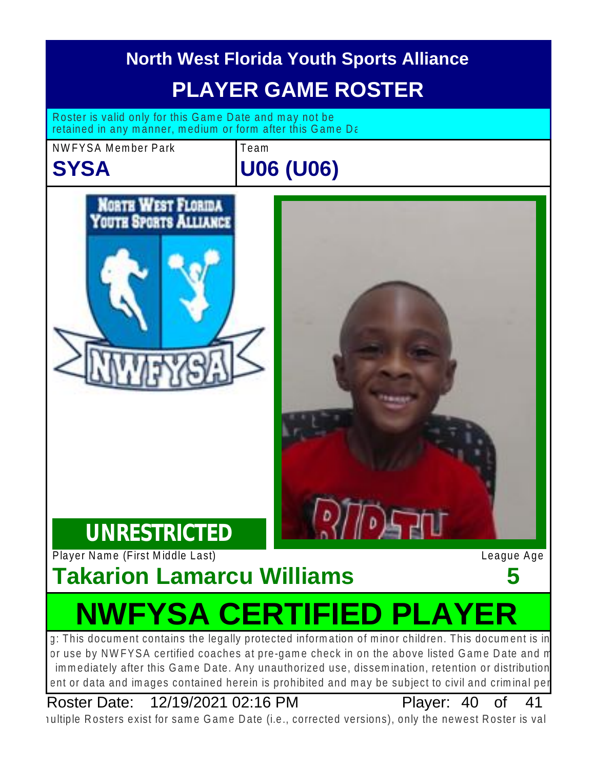# North West Florida Youth Sports Alliance

## PLAYER GAME ROSTER

Roster is valid only for this Game Date and may not be retained in any manner, medium or form after this Game Da

| NWFYSA Member Park | Team |
| --- | --- |
| **SYSA** | **U06 (U06)** |

**UNRESTRICTED**

| Player Name (First Middle Last) | League Age |
| --- | --- |
| **Takarion Lamarcu Williams** | **5** |

# NWFYSA CERTIFIED PLAYER

g: This document contains the legally protected information of minor children. This document is in or use by NWFYSA certified coaches at pre-game check in on the above listed Game Date and m immediately after this Game Date. Any unauthorized use, dissemination, retention or distribution ent or data and images contained herein is prohibited and may be subject to civil and criminal per

Roster Date: 12/19/2021 02:16 PM Player: 40 of 41

ıultiple Rosters exist for same Game Date (i.e., corrected versions), only the newest Roster is val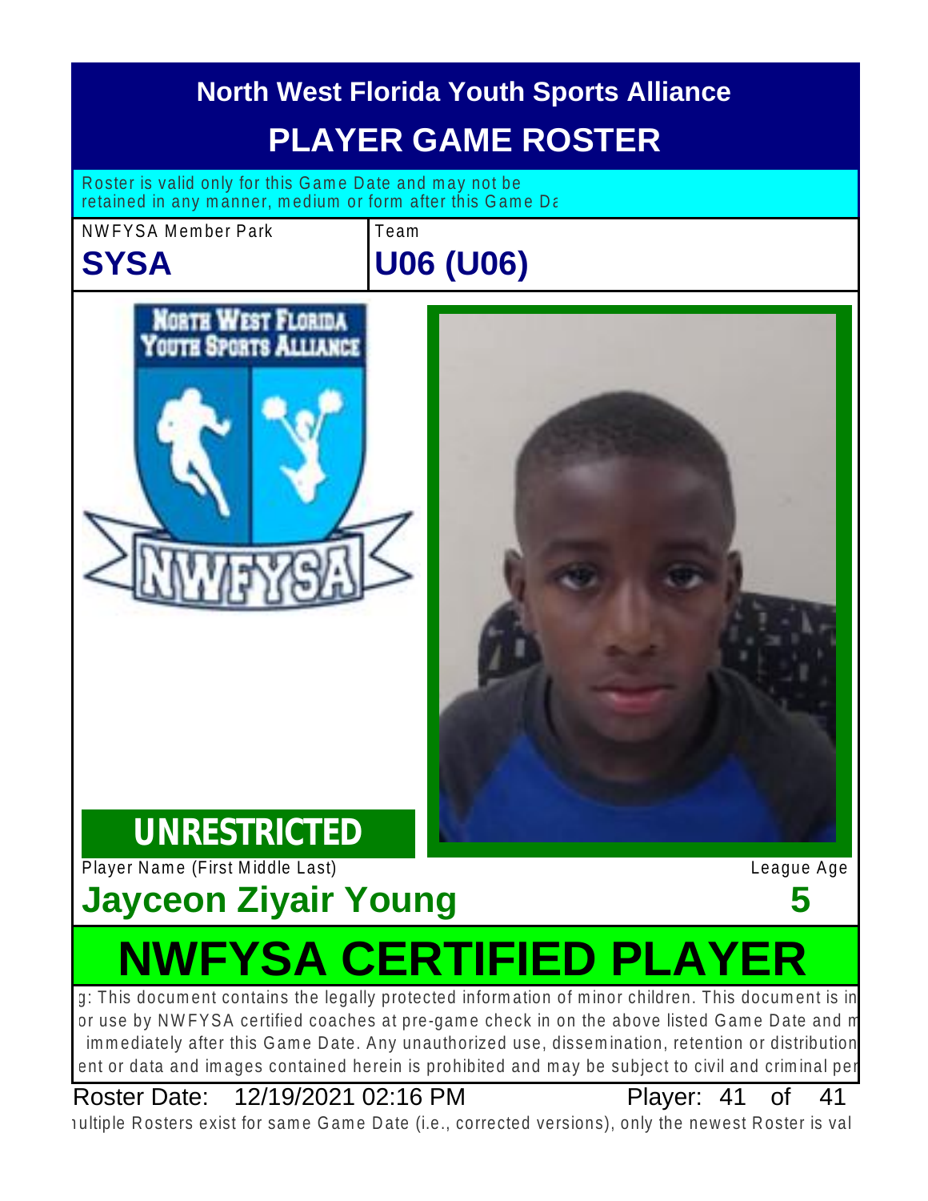# North West Florida Youth Sports Alliance

## PLAYER GAME ROSTER

Roster is valid only for this Game Date and may not be retained in any manner, medium or form after this Game Da

NWFYSA Member Park

**SYSA**

Team

**U06 (U06)**

NORTH WEST FLORIDA YOUTH SPORTS ALLIANCE

NWFYSA

**UNRESTRICTED**

Player Name (First Middle Last)

**Jayceon Ziyair Young**

League Age

**5**

## NWFYSA CERTIFIED PLAYER

g: This document contains the legally protected information of minor children. This document is in or use by NWFYSA certified coaches at pre-game check in on the above listed Game Date and m immediately after this Game Date. Any unauthorized use, dissemination, retention or distribution ent or data and images contained herein is prohibited and may be subject to civil and criminal per

Roster Date: 12/19/2021 02:16 PM Player: 41 of 41

ıultiple Rosters exist for same Game Date (i.e., corrected versions), only the newest Roster is val